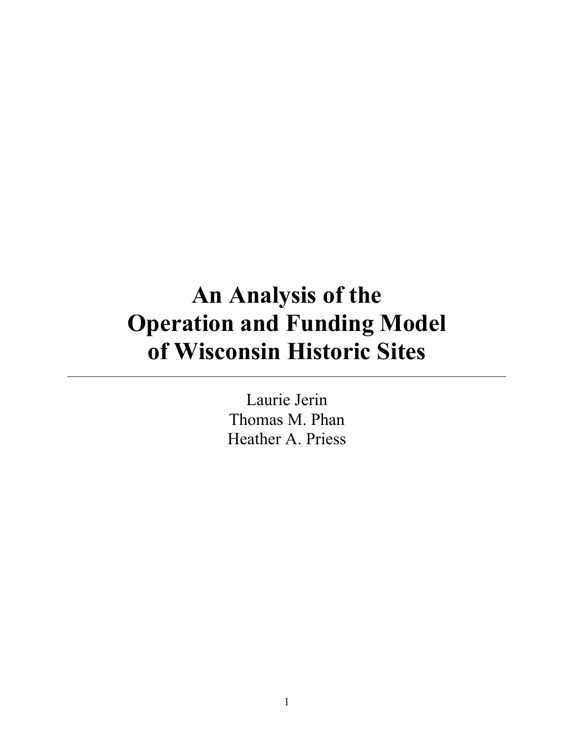# An Analysis of the Operation and Funding Model of Wisconsin Historic Sites

---

Laurie Jerin
Thomas M. Phan
Heather A. Priess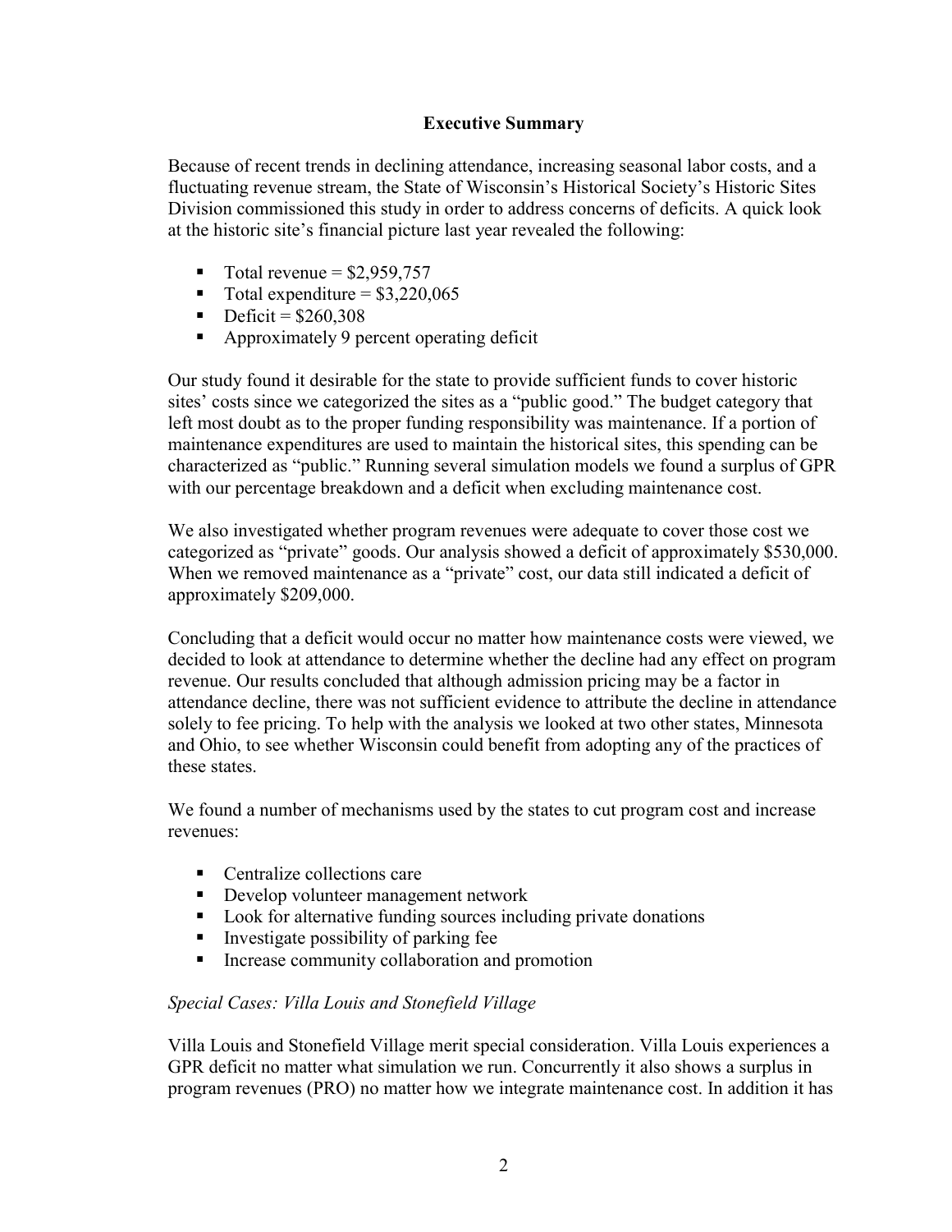## Executive Summary

Because of recent trends in declining attendance, increasing seasonal labor costs, and a fluctuating revenue stream, the State of Wisconsin's Historical Society's Historic Sites Division commissioned this study in order to address concerns of deficits. A quick look at the historic site's financial picture last year revealed the following:

- Total revenue = $2,959,757
- Total expenditure = $3,220,065
- Deficit = $260,308
- Approximately 9 percent operating deficit

Our study found it desirable for the state to provide sufficient funds to cover historic sites' costs since we categorized the sites as a "public good." The budget category that left most doubt as to the proper funding responsibility was maintenance. If a portion of maintenance expenditures are used to maintain the historical sites, this spending can be characterized as "public." Running several simulation models we found a surplus of GPR with our percentage breakdown and a deficit when excluding maintenance cost.

We also investigated whether program revenues were adequate to cover those cost we categorized as "private" goods. Our analysis showed a deficit of approximately $530,000. When we removed maintenance as a "private" cost, our data still indicated a deficit of approximately $209,000.

Concluding that a deficit would occur no matter how maintenance costs were viewed, we decided to look at attendance to determine whether the decline had any effect on program revenue. Our results concluded that although admission pricing may be a factor in attendance decline, there was not sufficient evidence to attribute the decline in attendance solely to fee pricing. To help with the analysis we looked at two other states, Minnesota and Ohio, to see whether Wisconsin could benefit from adopting any of the practices of these states.

We found a number of mechanisms used by the states to cut program cost and increase revenues:

- Centralize collections care
- Develop volunteer management network
- Look for alternative funding sources including private donations
- Investigate possibility of parking fee
- Increase community collaboration and promotion

*Special Cases: Villa Louis and Stonefield Village*

Villa Louis and Stonefield Village merit special consideration. Villa Louis experiences a GPR deficit no matter what simulation we run. Concurrently it also shows a surplus in program revenues (PRO) no matter how we integrate maintenance cost. In addition it has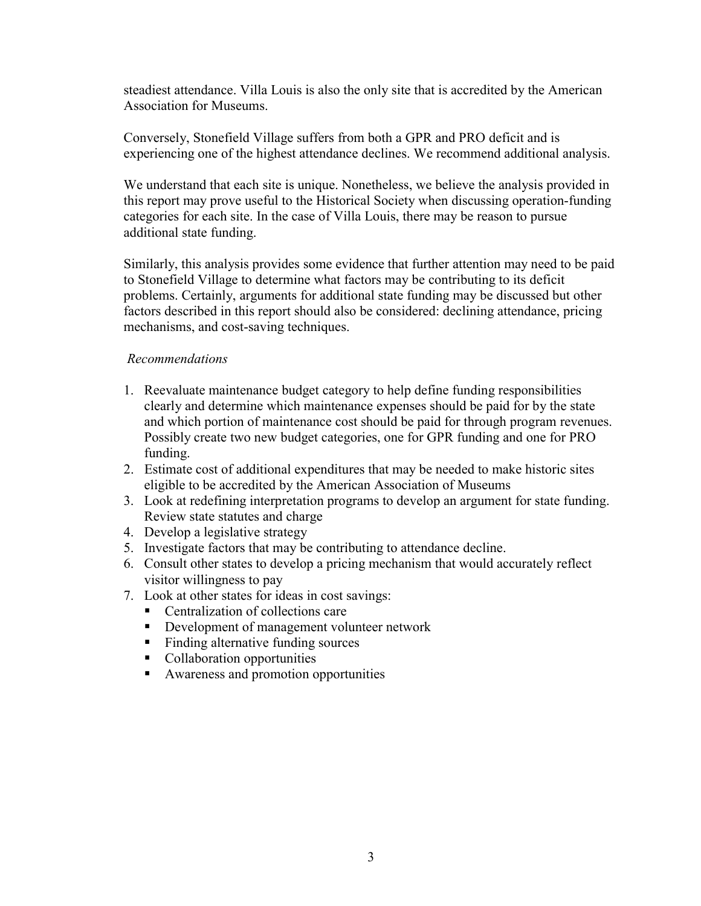steadiest attendance. Villa Louis is also the only site that is accredited by the American Association for Museums.

Conversely, Stonefield Village suffers from both a GPR and PRO deficit and is experiencing one of the highest attendance declines. We recommend additional analysis.

We understand that each site is unique. Nonetheless, we believe the analysis provided in this report may prove useful to the Historical Society when discussing operation-funding categories for each site. In the case of Villa Louis, there may be reason to pursue additional state funding.

Similarly, this analysis provides some evidence that further attention may need to be paid to Stonefield Village to determine what factors may be contributing to its deficit problems. Certainly, arguments for additional state funding may be discussed but other factors described in this report should also be considered: declining attendance, pricing mechanisms, and cost-saving techniques.

*Recommendations*

1. Reevaluate maintenance budget category to help define funding responsibilities clearly and determine which maintenance expenses should be paid for by the state and which portion of maintenance cost should be paid for through program revenues. Possibly create two new budget categories, one for GPR funding and one for PRO funding.
2. Estimate cost of additional expenditures that may be needed to make historic sites eligible to be accredited by the American Association of Museums
3. Look at redefining interpretation programs to develop an argument for state funding. Review state statutes and charge
4. Develop a legislative strategy
5. Investigate factors that may be contributing to attendance decline.
6. Consult other states to develop a pricing mechanism that would accurately reflect visitor willingness to pay
7. Look at other states for ideas in cost savings:
   - Centralization of collections care
   - Development of management volunteer network
   - Finding alternative funding sources
   - Collaboration opportunities
   - Awareness and promotion opportunities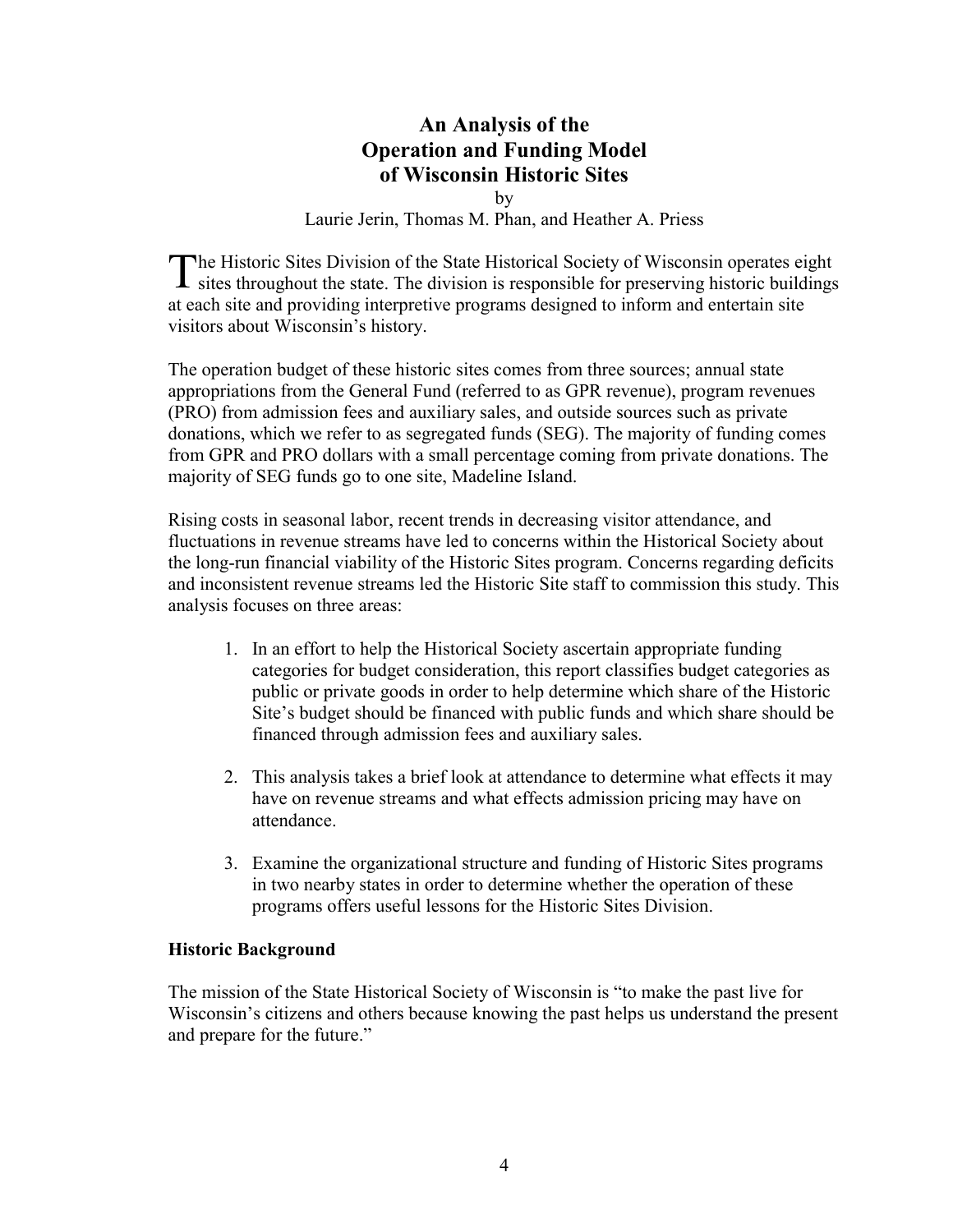# An Analysis of the Operation and Funding Model of Wisconsin Historic Sites

by

Laurie Jerin, Thomas M. Phan, and Heather A. Priess

The Historic Sites Division of the State Historical Society of Wisconsin operates eight sites throughout the state. The division is responsible for preserving historic buildings at each site and providing interpretive programs designed to inform and entertain site visitors about Wisconsin's history.

The operation budget of these historic sites comes from three sources; annual state appropriations from the General Fund (referred to as GPR revenue), program revenues (PRO) from admission fees and auxiliary sales, and outside sources such as private donations, which we refer to as segregated funds (SEG). The majority of funding comes from GPR and PRO dollars with a small percentage coming from private donations. The majority of SEG funds go to one site, Madeline Island.

Rising costs in seasonal labor, recent trends in decreasing visitor attendance, and fluctuations in revenue streams have led to concerns within the Historical Society about the long-run financial viability of the Historic Sites program. Concerns regarding deficits and inconsistent revenue streams led the Historic Site staff to commission this study. This analysis focuses on three areas:

1. In an effort to help the Historical Society ascertain appropriate funding categories for budget consideration, this report classifies budget categories as public or private goods in order to help determine which share of the Historic Site's budget should be financed with public funds and which share should be financed through admission fees and auxiliary sales.

2. This analysis takes a brief look at attendance to determine what effects it may have on revenue streams and what effects admission pricing may have on attendance.

3. Examine the organizational structure and funding of Historic Sites programs in two nearby states in order to determine whether the operation of these programs offers useful lessons for the Historic Sites Division.

## Historic Background

The mission of the State Historical Society of Wisconsin is "to make the past live for Wisconsin's citizens and others because knowing the past helps us understand the present and prepare for the future."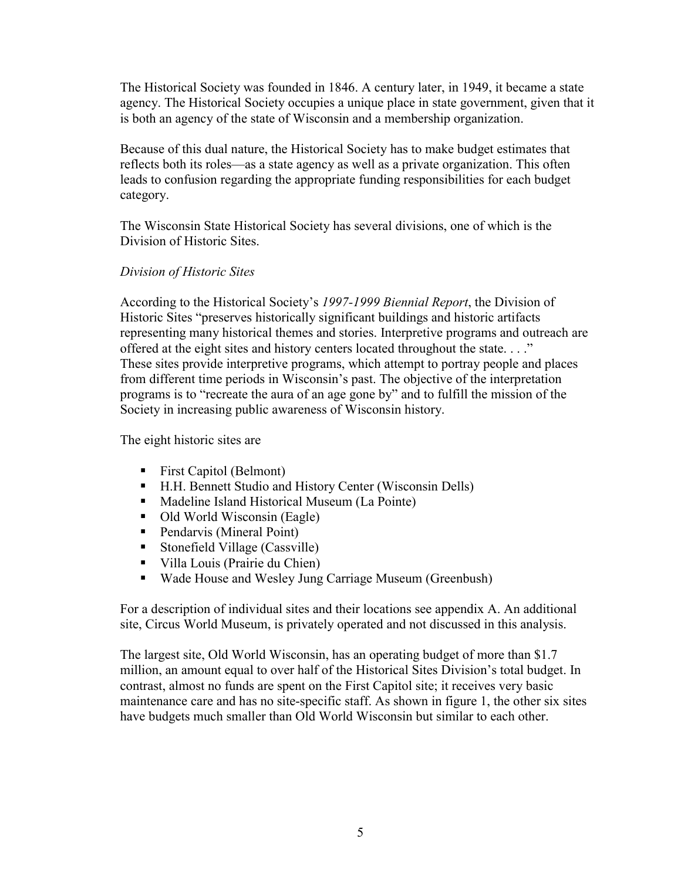The Historical Society was founded in 1846. A century later, in 1949, it became a state agency. The Historical Society occupies a unique place in state government, given that it is both an agency of the state of Wisconsin and a membership organization.

Because of this dual nature, the Historical Society has to make budget estimates that reflects both its roles—as a state agency as well as a private organization. This often leads to confusion regarding the appropriate funding responsibilities for each budget category.

The Wisconsin State Historical Society has several divisions, one of which is the Division of Historic Sites.

*Division of Historic Sites*

According to the Historical Society's *1997-1999 Biennial Report*, the Division of Historic Sites "preserves historically significant buildings and historic artifacts representing many historical themes and stories. Interpretive programs and outreach are offered at the eight sites and history centers located throughout the state. . . ." These sites provide interpretive programs, which attempt to portray people and places from different time periods in Wisconsin's past. The objective of the interpretation programs is to "recreate the aura of an age gone by" and to fulfill the mission of the Society in increasing public awareness of Wisconsin history.

The eight historic sites are

- First Capitol (Belmont)
- H.H. Bennett Studio and History Center (Wisconsin Dells)
- Madeline Island Historical Museum (La Pointe)
- Old World Wisconsin (Eagle)
- Pendarvis (Mineral Point)
- Stonefield Village (Cassville)
- Villa Louis (Prairie du Chien)
- Wade House and Wesley Jung Carriage Museum (Greenbush)

For a description of individual sites and their locations see appendix A. An additional site, Circus World Museum, is privately operated and not discussed in this analysis.

The largest site, Old World Wisconsin, has an operating budget of more than $1.7 million, an amount equal to over half of the Historical Sites Division's total budget. In contrast, almost no funds are spent on the First Capitol site; it receives very basic maintenance care and has no site-specific staff. As shown in figure 1, the other six sites have budgets much smaller than Old World Wisconsin but similar to each other.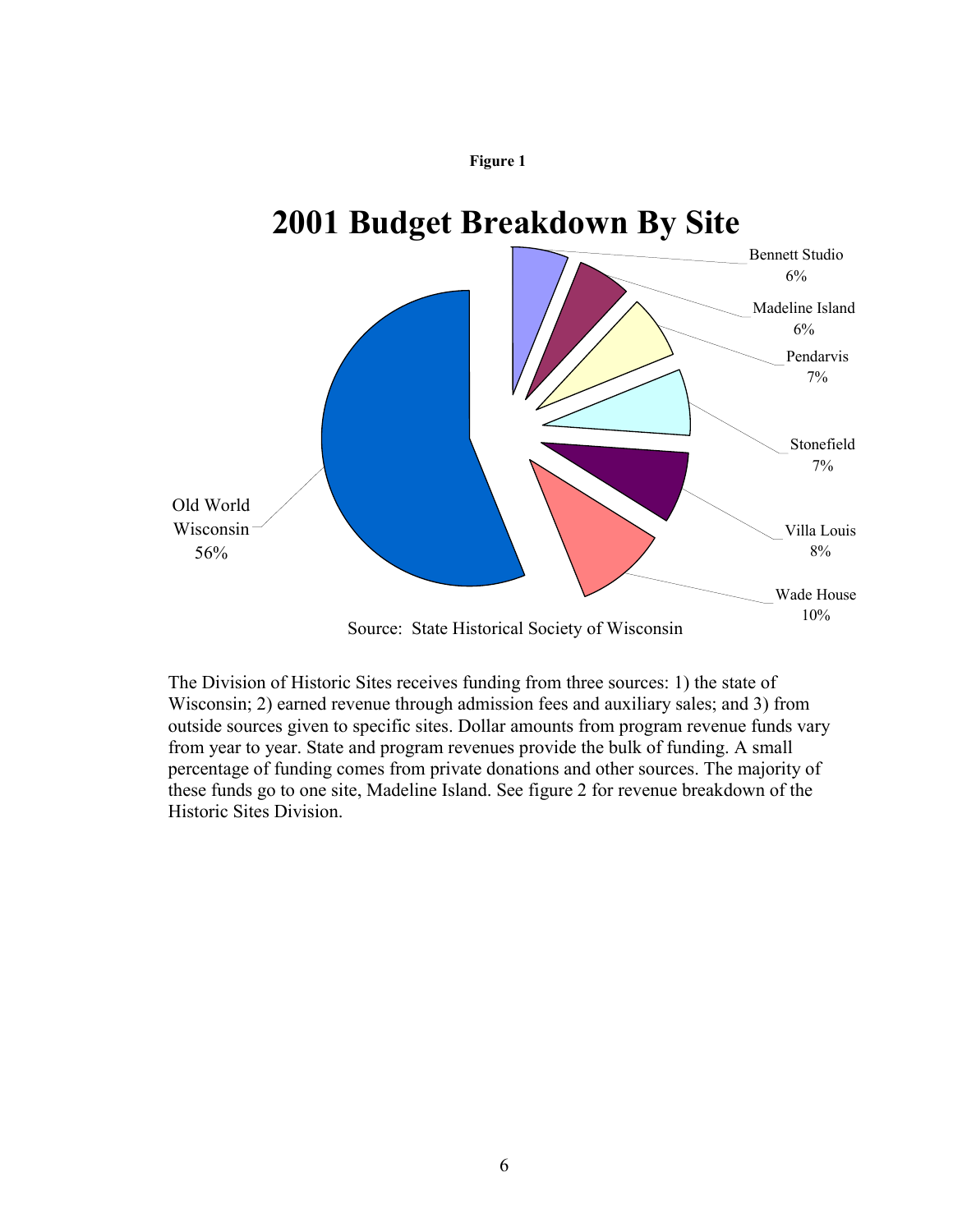**Figure 1**

# 2001 Budget Breakdown By Site

| Site | Percentage |
| --- | --- |
| Old World Wisconsin | 56% |
| Wade House | 10% |
| Villa Louis | 8% |
| Stonefield | 7% |
| Pendarvis | 7% |
| Madeline Island | 6% |
| Bennett Studio | 6% |

Source: State Historical Society of Wisconsin

The Division of Historic Sites receives funding from three sources: 1) the state of Wisconsin; 2) earned revenue through admission fees and auxiliary sales; and 3) from outside sources given to specific sites. Dollar amounts from program revenue funds vary from year to year. State and program revenues provide the bulk of funding. A small percentage of funding comes from private donations and other sources. The majority of these funds go to one site, Madeline Island. See figure 2 for revenue breakdown of the Historic Sites Division.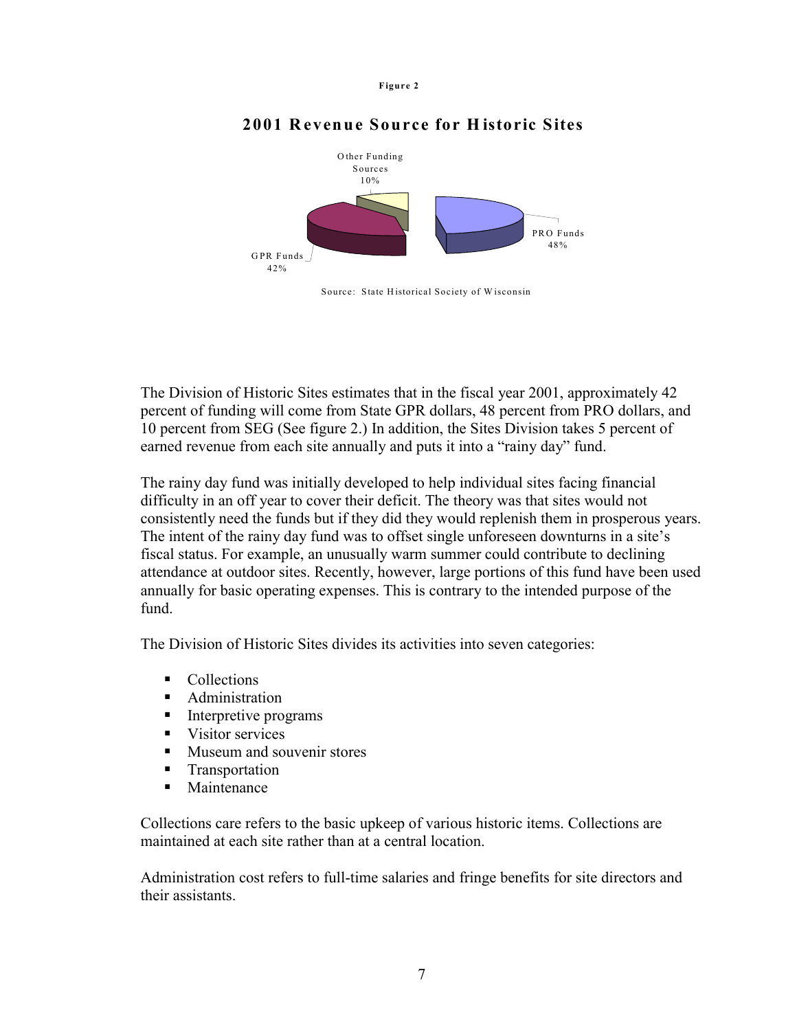Figure 2

**2001 Revenue Source for Historic Sites**

Other Funding Sources 10%

PRO Funds 48%

GPR Funds 42%

Source: State Historical Society of Wisconsin

The Division of Historic Sites estimates that in the fiscal year 2001, approximately 42 percent of funding will come from State GPR dollars, 48 percent from PRO dollars, and 10 percent from SEG (See figure 2.) In addition, the Sites Division takes 5 percent of earned revenue from each site annually and puts it into a "rainy day" fund.

The rainy day fund was initially developed to help individual sites facing financial difficulty in an off year to cover their deficit. The theory was that sites would not consistently need the funds but if they did they would replenish them in prosperous years. The intent of the rainy day fund was to offset single unforeseen downturns in a site's fiscal status. For example, an unusually warm summer could contribute to declining attendance at outdoor sites. Recently, however, large portions of this fund have been used annually for basic operating expenses. This is contrary to the intended purpose of the fund.

The Division of Historic Sites divides its activities into seven categories:

- Collections
- Administration
- Interpretive programs
- Visitor services
- Museum and souvenir stores
- Transportation
- Maintenance

Collections care refers to the basic upkeep of various historic items. Collections are maintained at each site rather than at a central location.

Administration cost refers to full-time salaries and fringe benefits for site directors and their assistants.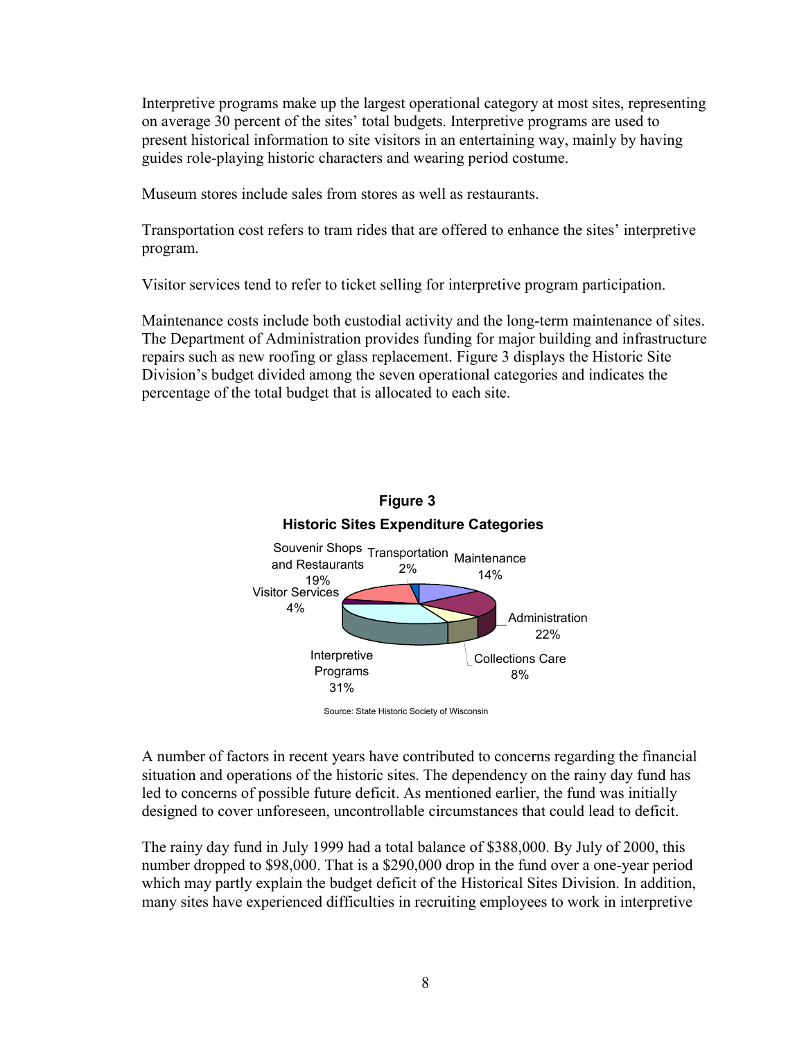Interpretive programs make up the largest operational category at most sites, representing on average 30 percent of the sites' total budgets. Interpretive programs are used to present historical information to site visitors in an entertaining way, mainly by having guides role-playing historic characters and wearing period costume.

Museum stores include sales from stores as well as restaurants.

Transportation cost refers to tram rides that are offered to enhance the sites' interpretive program.

Visitor services tend to refer to ticket selling for interpretive program participation.

Maintenance costs include both custodial activity and the long-term maintenance of sites. The Department of Administration provides funding for major building and infrastructure repairs such as new roofing or glass replacement. Figure 3 displays the Historic Site Division's budget divided among the seven operational categories and indicates the percentage of the total budget that is allocated to each site.

**Figure 3**

**Historic Sites Expenditure Categories**

| Category | Percentage |
|---|---|
| Maintenance | 14% |
| Administration | 22% |
| Collections Care | 8% |
| Interpretive Programs | 31% |
| Visitor Services | 4% |
| Souvenir Shops and Restaurants | 19% |
| Transportation | 2% |

Source: State Historic Society of Wisconsin

A number of factors in recent years have contributed to concerns regarding the financial situation and operations of the historic sites. The dependency on the rainy day fund has led to concerns of possible future deficit. As mentioned earlier, the fund was initially designed to cover unforeseen, uncontrollable circumstances that could lead to deficit.

The rainy day fund in July 1999 had a total balance of $388,000. By July of 2000, this number dropped to $98,000. That is a $290,000 drop in the fund over a one-year period which may partly explain the budget deficit of the Historical Sites Division. In addition, many sites have experienced difficulties in recruiting employees to work in interpretive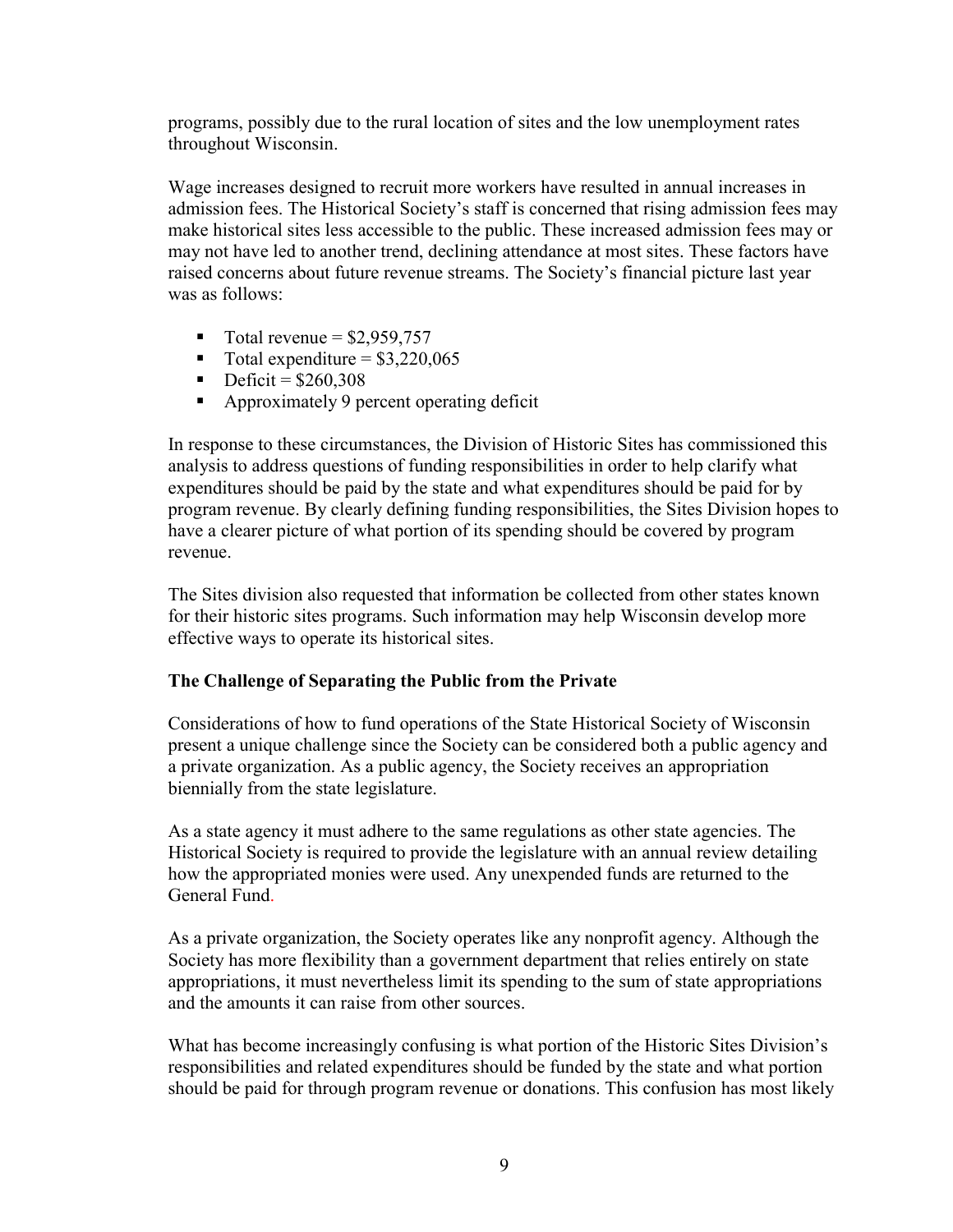programs, possibly due to the rural location of sites and the low unemployment rates throughout Wisconsin.

Wage increases designed to recruit more workers have resulted in annual increases in admission fees. The Historical Society's staff is concerned that rising admission fees may make historical sites less accessible to the public. These increased admission fees may or may not have led to another trend, declining attendance at most sites. These factors have raised concerns about future revenue streams. The Society's financial picture last year was as follows:

- Total revenue = $2,959,757
- Total expenditure = $3,220,065
- Deficit = $260,308
- Approximately 9 percent operating deficit

In response to these circumstances, the Division of Historic Sites has commissioned this analysis to address questions of funding responsibilities in order to help clarify what expenditures should be paid by the state and what expenditures should be paid for by program revenue. By clearly defining funding responsibilities, the Sites Division hopes to have a clearer picture of what portion of its spending should be covered by program revenue.

The Sites division also requested that information be collected from other states known for their historic sites programs. Such information may help Wisconsin develop more effective ways to operate its historical sites.

**The Challenge of Separating the Public from the Private**

Considerations of how to fund operations of the State Historical Society of Wisconsin present a unique challenge since the Society can be considered both a public agency and a private organization. As a public agency, the Society receives an appropriation biennially from the state legislature.

As a state agency it must adhere to the same regulations as other state agencies. The Historical Society is required to provide the legislature with an annual review detailing how the appropriated monies were used. Any unexpended funds are returned to the General Fund.

As a private organization, the Society operates like any nonprofit agency. Although the Society has more flexibility than a government department that relies entirely on state appropriations, it must nevertheless limit its spending to the sum of state appropriations and the amounts it can raise from other sources.

What has become increasingly confusing is what portion of the Historic Sites Division's responsibilities and related expenditures should be funded by the state and what portion should be paid for through program revenue or donations. This confusion has most likely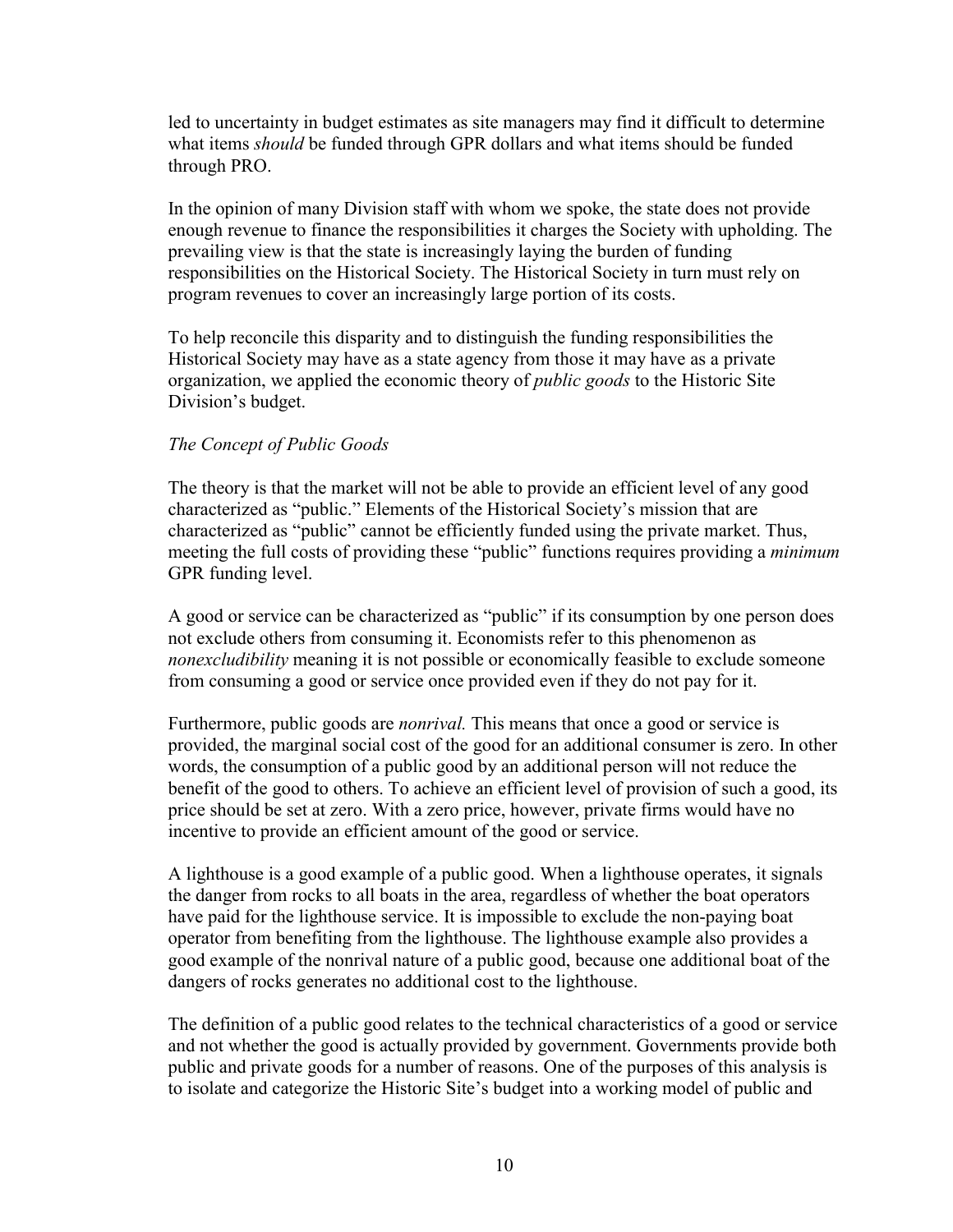led to uncertainty in budget estimates as site managers may find it difficult to determine what items *should* be funded through GPR dollars and what items should be funded through PRO.

In the opinion of many Division staff with whom we spoke, the state does not provide enough revenue to finance the responsibilities it charges the Society with upholding. The prevailing view is that the state is increasingly laying the burden of funding responsibilities on the Historical Society. The Historical Society in turn must rely on program revenues to cover an increasingly large portion of its costs.

To help reconcile this disparity and to distinguish the funding responsibilities the Historical Society may have as a state agency from those it may have as a private organization, we applied the economic theory of *public goods* to the Historic Site Division's budget.

### *The Concept of Public Goods*

The theory is that the market will not be able to provide an efficient level of any good characterized as "public." Elements of the Historical Society's mission that are characterized as "public" cannot be efficiently funded using the private market. Thus, meeting the full costs of providing these "public" functions requires providing a *minimum* GPR funding level.

A good or service can be characterized as "public" if its consumption by one person does not exclude others from consuming it. Economists refer to this phenomenon as *nonexcludibility* meaning it is not possible or economically feasible to exclude someone from consuming a good or service once provided even if they do not pay for it.

Furthermore, public goods are *nonrival.* This means that once a good or service is provided, the marginal social cost of the good for an additional consumer is zero. In other words, the consumption of a public good by an additional person will not reduce the benefit of the good to others. To achieve an efficient level of provision of such a good, its price should be set at zero. With a zero price, however, private firms would have no incentive to provide an efficient amount of the good or service.

A lighthouse is a good example of a public good. When a lighthouse operates, it signals the danger from rocks to all boats in the area, regardless of whether the boat operators have paid for the lighthouse service. It is impossible to exclude the non-paying boat operator from benefiting from the lighthouse. The lighthouse example also provides a good example of the nonrival nature of a public good, because one additional boat of the dangers of rocks generates no additional cost to the lighthouse.

The definition of a public good relates to the technical characteristics of a good or service and not whether the good is actually provided by government. Governments provide both public and private goods for a number of reasons. One of the purposes of this analysis is to isolate and categorize the Historic Site's budget into a working model of public and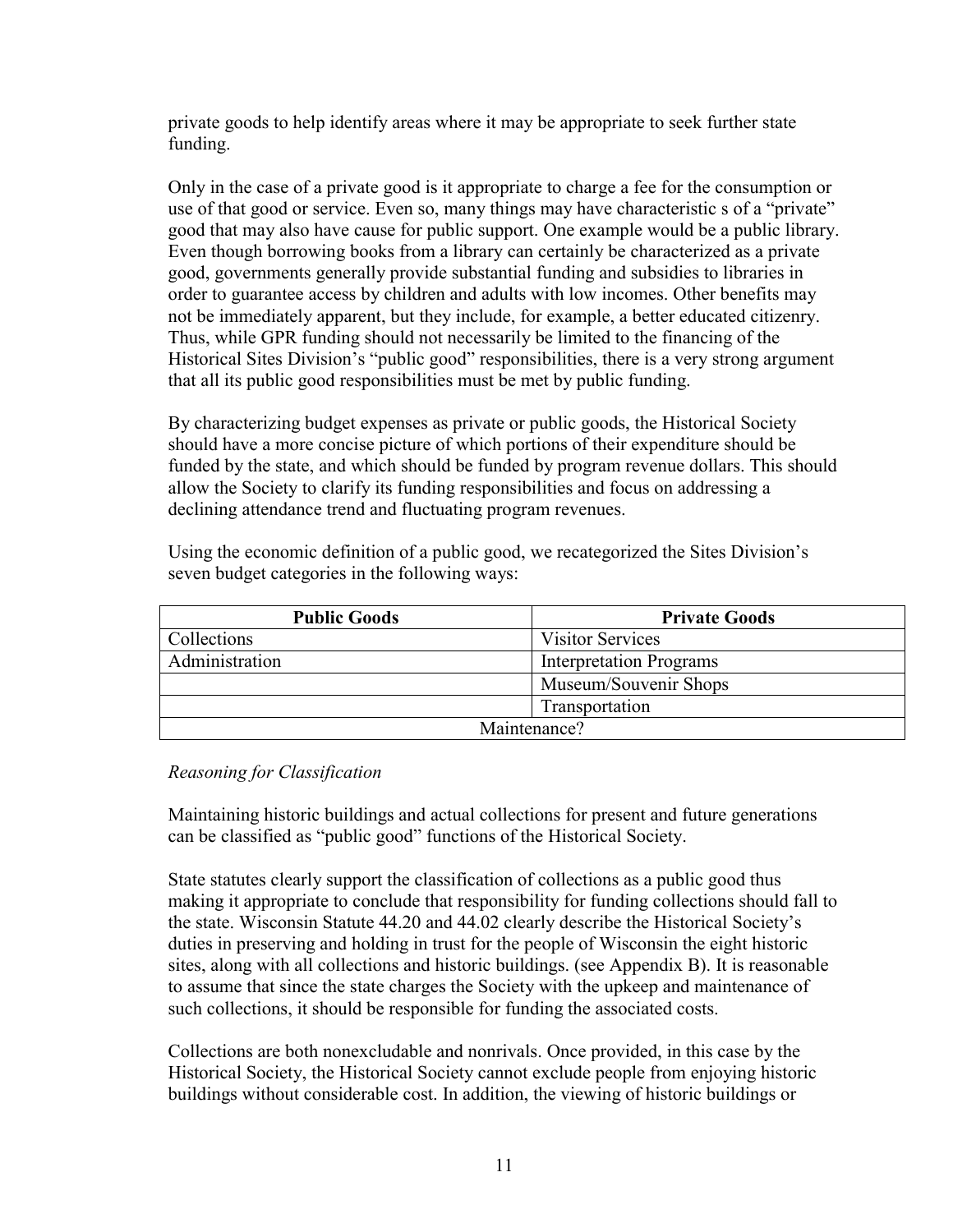private goods to help identify areas where it may be appropriate to seek further state funding.

Only in the case of a private good is it appropriate to charge a fee for the consumption or use of that good or service. Even so, many things may have characteristic s of a "private" good that may also have cause for public support. One example would be a public library. Even though borrowing books from a library can certainly be characterized as a private good, governments generally provide substantial funding and subsidies to libraries in order to guarantee access by children and adults with low incomes. Other benefits may not be immediately apparent, but they include, for example, a better educated citizenry. Thus, while GPR funding should not necessarily be limited to the financing of the Historical Sites Division's "public good" responsibilities, there is a very strong argument that all its public good responsibilities must be met by public funding.

By characterizing budget expenses as private or public goods, the Historical Society should have a more concise picture of which portions of their expenditure should be funded by the state, and which should be funded by program revenue dollars. This should allow the Society to clarify its funding responsibilities and focus on addressing a declining attendance trend and fluctuating program revenues.

Using the economic definition of a public good, we recategorized the Sites Division's seven budget categories in the following ways:

| Public Goods | Private Goods |
|---|---|
| Collections | Visitor Services |
| Administration | Interpretation Programs |
| | Museum/Souvenir Shops |
| | Transportation |
| Maintenance? | |

*Reasoning for Classification*

Maintaining historic buildings and actual collections for present and future generations can be classified as "public good" functions of the Historical Society.

State statutes clearly support the classification of collections as a public good thus making it appropriate to conclude that responsibility for funding collections should fall to the state. Wisconsin Statute 44.20 and 44.02 clearly describe the Historical Society's duties in preserving and holding in trust for the people of Wisconsin the eight historic sites, along with all collections and historic buildings. (see Appendix B). It is reasonable to assume that since the state charges the Society with the upkeep and maintenance of such collections, it should be responsible for funding the associated costs.

Collections are both nonexcludable and nonrivals. Once provided, in this case by the Historical Society, the Historical Society cannot exclude people from enjoying historic buildings without considerable cost. In addition, the viewing of historic buildings or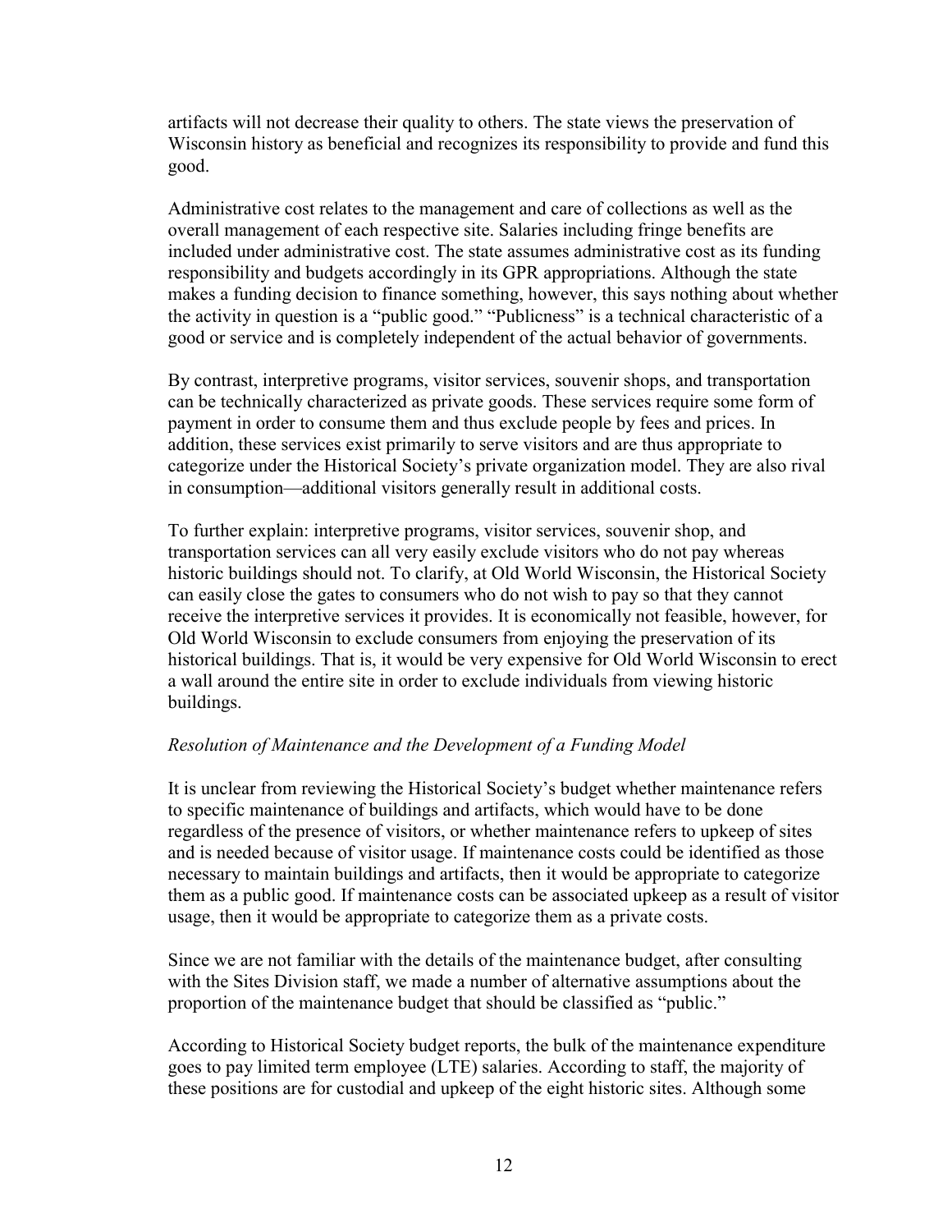artifacts will not decrease their quality to others. The state views the preservation of Wisconsin history as beneficial and recognizes its responsibility to provide and fund this good.

Administrative cost relates to the management and care of collections as well as the overall management of each respective site. Salaries including fringe benefits are included under administrative cost. The state assumes administrative cost as its funding responsibility and budgets accordingly in its GPR appropriations. Although the state makes a funding decision to finance something, however, this says nothing about whether the activity in question is a "public good." "Publicness" is a technical characteristic of a good or service and is completely independent of the actual behavior of governments.

By contrast, interpretive programs, visitor services, souvenir shops, and transportation can be technically characterized as private goods. These services require some form of payment in order to consume them and thus exclude people by fees and prices. In addition, these services exist primarily to serve visitors and are thus appropriate to categorize under the Historical Society's private organization model. They are also rival in consumption—additional visitors generally result in additional costs.

To further explain: interpretive programs, visitor services, souvenir shop, and transportation services can all very easily exclude visitors who do not pay whereas historic buildings should not. To clarify, at Old World Wisconsin, the Historical Society can easily close the gates to consumers who do not wish to pay so that they cannot receive the interpretive services it provides. It is economically not feasible, however, for Old World Wisconsin to exclude consumers from enjoying the preservation of its historical buildings. That is, it would be very expensive for Old World Wisconsin to erect a wall around the entire site in order to exclude individuals from viewing historic buildings.

*Resolution of Maintenance and the Development of a Funding Model*

It is unclear from reviewing the Historical Society's budget whether maintenance refers to specific maintenance of buildings and artifacts, which would have to be done regardless of the presence of visitors, or whether maintenance refers to upkeep of sites and is needed because of visitor usage. If maintenance costs could be identified as those necessary to maintain buildings and artifacts, then it would be appropriate to categorize them as a public good. If maintenance costs can be associated upkeep as a result of visitor usage, then it would be appropriate to categorize them as a private costs.

Since we are not familiar with the details of the maintenance budget, after consulting with the Sites Division staff, we made a number of alternative assumptions about the proportion of the maintenance budget that should be classified as "public."

According to Historical Society budget reports, the bulk of the maintenance expenditure goes to pay limited term employee (LTE) salaries. According to staff, the majority of these positions are for custodial and upkeep of the eight historic sites. Although some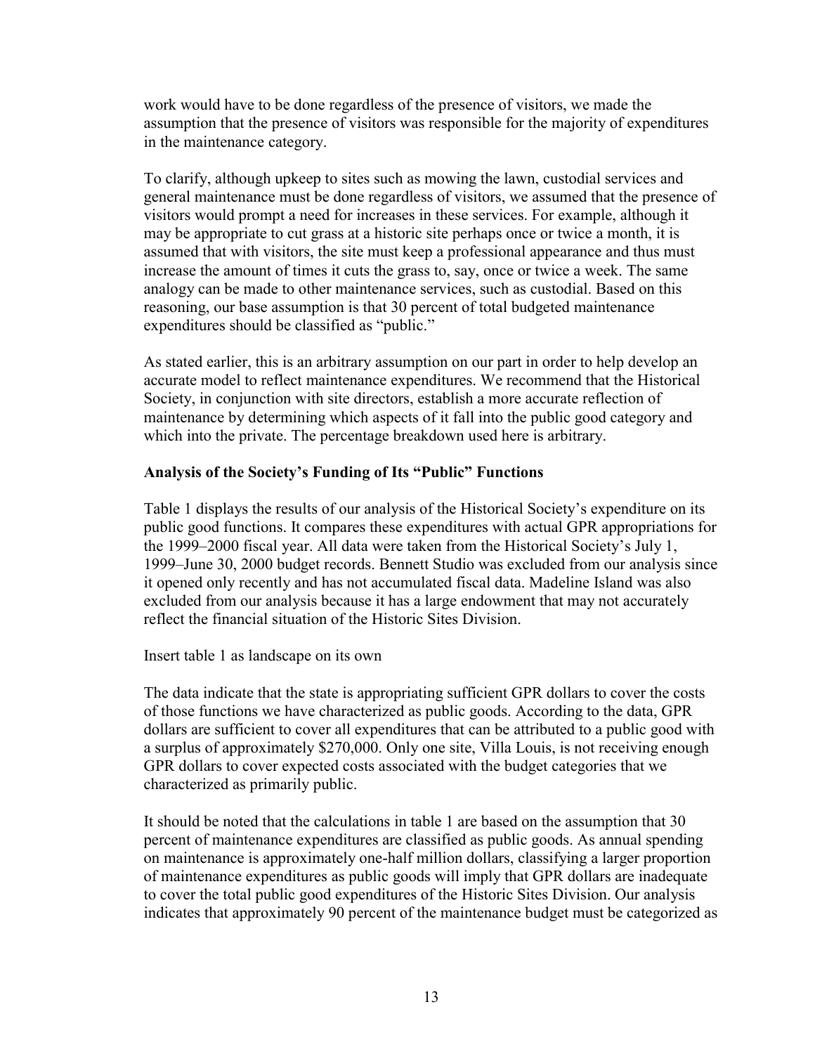work would have to be done regardless of the presence of visitors, we made the assumption that the presence of visitors was responsible for the majority of expenditures in the maintenance category.

To clarify, although upkeep to sites such as mowing the lawn, custodial services and general maintenance must be done regardless of visitors, we assumed that the presence of visitors would prompt a need for increases in these services. For example, although it may be appropriate to cut grass at a historic site perhaps once or twice a month, it is assumed that with visitors, the site must keep a professional appearance and thus must increase the amount of times it cuts the grass to, say, once or twice a week. The same analogy can be made to other maintenance services, such as custodial. Based on this reasoning, our base assumption is that 30 percent of total budgeted maintenance expenditures should be classified as "public."

As stated earlier, this is an arbitrary assumption on our part in order to help develop an accurate model to reflect maintenance expenditures. We recommend that the Historical Society, in conjunction with site directors, establish a more accurate reflection of maintenance by determining which aspects of it fall into the public good category and which into the private. The percentage breakdown used here is arbitrary.

**Analysis of the Society's Funding of Its "Public" Functions**

Table 1 displays the results of our analysis of the Historical Society's expenditure on its public good functions. It compares these expenditures with actual GPR appropriations for the 1999–2000 fiscal year. All data were taken from the Historical Society's July 1, 1999–June 30, 2000 budget records. Bennett Studio was excluded from our analysis since it opened only recently and has not accumulated fiscal data. Madeline Island was also excluded from our analysis because it has a large endowment that may not accurately reflect the financial situation of the Historic Sites Division.

Insert table 1 as landscape on its own

The data indicate that the state is appropriating sufficient GPR dollars to cover the costs of those functions we have characterized as public goods. According to the data, GPR dollars are sufficient to cover all expenditures that can be attributed to a public good with a surplus of approximately $270,000. Only one site, Villa Louis, is not receiving enough GPR dollars to cover expected costs associated with the budget categories that we characterized as primarily public.

It should be noted that the calculations in table 1 are based on the assumption that 30 percent of maintenance expenditures are classified as public goods. As annual spending on maintenance is approximately one-half million dollars, classifying a larger proportion of maintenance expenditures as public goods will imply that GPR dollars are inadequate to cover the total public good expenditures of the Historic Sites Division. Our analysis indicates that approximately 90 percent of the maintenance budget must be categorized as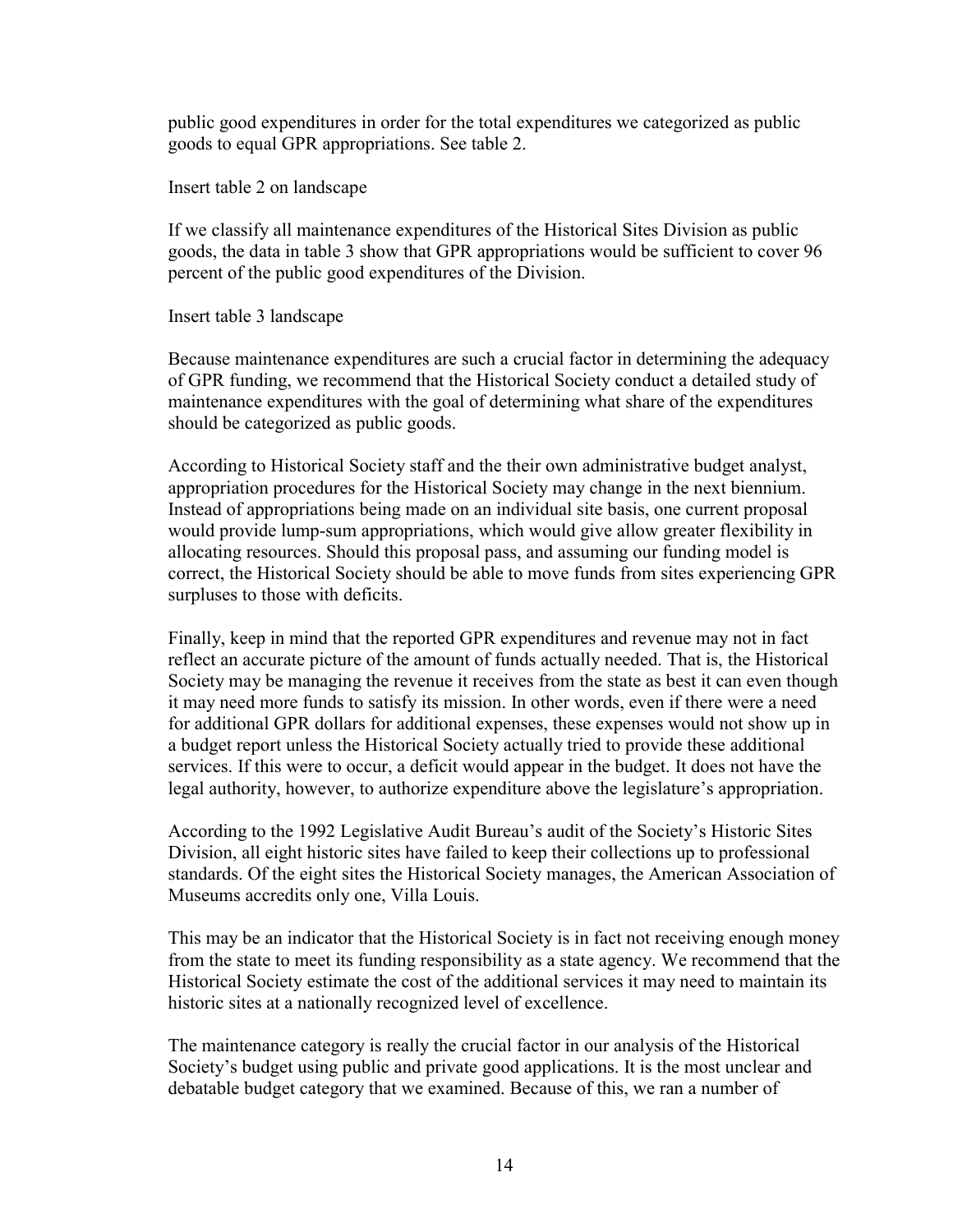public good expenditures in order for the total expenditures we categorized as public goods to equal GPR appropriations. See table 2.

Insert table 2 on landscape

If we classify all maintenance expenditures of the Historical Sites Division as public goods, the data in table 3 show that GPR appropriations would be sufficient to cover 96 percent of the public good expenditures of the Division.

Insert table 3 landscape

Because maintenance expenditures are such a crucial factor in determining the adequacy of GPR funding, we recommend that the Historical Society conduct a detailed study of maintenance expenditures with the goal of determining what share of the expenditures should be categorized as public goods.

According to Historical Society staff and the their own administrative budget analyst, appropriation procedures for the Historical Society may change in the next biennium. Instead of appropriations being made on an individual site basis, one current proposal would provide lump-sum appropriations, which would give allow greater flexibility in allocating resources. Should this proposal pass, and assuming our funding model is correct, the Historical Society should be able to move funds from sites experiencing GPR surpluses to those with deficits.

Finally, keep in mind that the reported GPR expenditures and revenue may not in fact reflect an accurate picture of the amount of funds actually needed. That is, the Historical Society may be managing the revenue it receives from the state as best it can even though it may need more funds to satisfy its mission. In other words, even if there were a need for additional GPR dollars for additional expenses, these expenses would not show up in a budget report unless the Historical Society actually tried to provide these additional services. If this were to occur, a deficit would appear in the budget. It does not have the legal authority, however, to authorize expenditure above the legislature's appropriation.

According to the 1992 Legislative Audit Bureau's audit of the Society's Historic Sites Division, all eight historic sites have failed to keep their collections up to professional standards. Of the eight sites the Historical Society manages, the American Association of Museums accredits only one, Villa Louis.

This may be an indicator that the Historical Society is in fact not receiving enough money from the state to meet its funding responsibility as a state agency. We recommend that the Historical Society estimate the cost of the additional services it may need to maintain its historic sites at a nationally recognized level of excellence.

The maintenance category is really the crucial factor in our analysis of the Historical Society's budget using public and private good applications. It is the most unclear and debatable budget category that we examined. Because of this, we ran a number of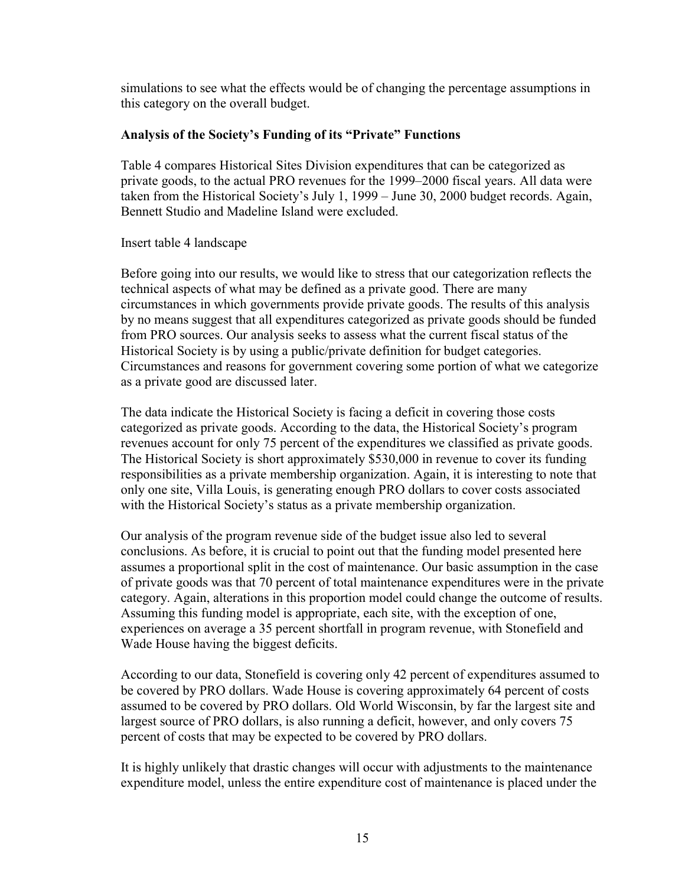simulations to see what the effects would be of changing the percentage assumptions in this category on the overall budget.

**Analysis of the Society's Funding of its "Private" Functions**

Table 4 compares Historical Sites Division expenditures that can be categorized as private goods, to the actual PRO revenues for the 1999–2000 fiscal years. All data were taken from the Historical Society's July 1, 1999 – June 30, 2000 budget records. Again, Bennett Studio and Madeline Island were excluded.

Insert table 4 landscape

Before going into our results, we would like to stress that our categorization reflects the technical aspects of what may be defined as a private good. There are many circumstances in which governments provide private goods. The results of this analysis by no means suggest that all expenditures categorized as private goods should be funded from PRO sources. Our analysis seeks to assess what the current fiscal status of the Historical Society is by using a public/private definition for budget categories. Circumstances and reasons for government covering some portion of what we categorize as a private good are discussed later.

The data indicate the Historical Society is facing a deficit in covering those costs categorized as private goods. According to the data, the Historical Society's program revenues account for only 75 percent of the expenditures we classified as private goods. The Historical Society is short approximately $530,000 in revenue to cover its funding responsibilities as a private membership organization. Again, it is interesting to note that only one site, Villa Louis, is generating enough PRO dollars to cover costs associated with the Historical Society's status as a private membership organization.

Our analysis of the program revenue side of the budget issue also led to several conclusions. As before, it is crucial to point out that the funding model presented here assumes a proportional split in the cost of maintenance. Our basic assumption in the case of private goods was that 70 percent of total maintenance expenditures were in the private category. Again, alterations in this proportion model could change the outcome of results. Assuming this funding model is appropriate, each site, with the exception of one, experiences on average a 35 percent shortfall in program revenue, with Stonefield and Wade House having the biggest deficits.

According to our data, Stonefield is covering only 42 percent of expenditures assumed to be covered by PRO dollars. Wade House is covering approximately 64 percent of costs assumed to be covered by PRO dollars. Old World Wisconsin, by far the largest site and largest source of PRO dollars, is also running a deficit, however, and only covers 75 percent of costs that may be expected to be covered by PRO dollars.

It is highly unlikely that drastic changes will occur with adjustments to the maintenance expenditure model, unless the entire expenditure cost of maintenance is placed under the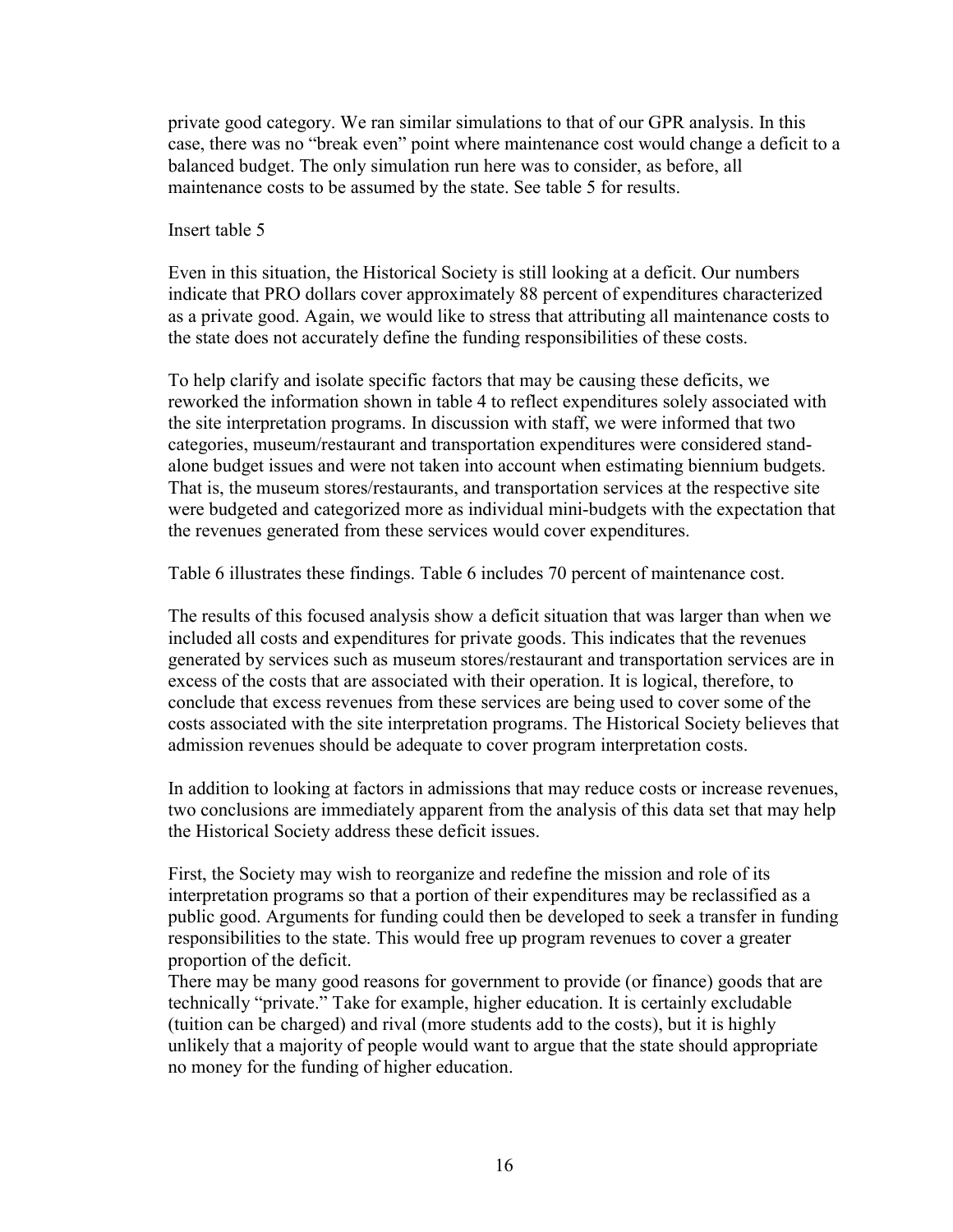private good category. We ran similar simulations to that of our GPR analysis. In this case, there was no "break even" point where maintenance cost would change a deficit to a balanced budget. The only simulation run here was to consider, as before, all maintenance costs to be assumed by the state. See table 5 for results.

Insert table 5

Even in this situation, the Historical Society is still looking at a deficit. Our numbers indicate that PRO dollars cover approximately 88 percent of expenditures characterized as a private good. Again, we would like to stress that attributing all maintenance costs to the state does not accurately define the funding responsibilities of these costs.

To help clarify and isolate specific factors that may be causing these deficits, we reworked the information shown in table 4 to reflect expenditures solely associated with the site interpretation programs. In discussion with staff, we were informed that two categories, museum/restaurant and transportation expenditures were considered stand-alone budget issues and were not taken into account when estimating biennium budgets. That is, the museum stores/restaurants, and transportation services at the respective site were budgeted and categorized more as individual mini-budgets with the expectation that the revenues generated from these services would cover expenditures.

Table 6 illustrates these findings. Table 6 includes 70 percent of maintenance cost.

The results of this focused analysis show a deficit situation that was larger than when we included all costs and expenditures for private goods. This indicates that the revenues generated by services such as museum stores/restaurant and transportation services are in excess of the costs that are associated with their operation. It is logical, therefore, to conclude that excess revenues from these services are being used to cover some of the costs associated with the site interpretation programs. The Historical Society believes that admission revenues should be adequate to cover program interpretation costs.

In addition to looking at factors in admissions that may reduce costs or increase revenues, two conclusions are immediately apparent from the analysis of this data set that may help the Historical Society address these deficit issues.

First, the Society may wish to reorganize and redefine the mission and role of its interpretation programs so that a portion of their expenditures may be reclassified as a public good. Arguments for funding could then be developed to seek a transfer in funding responsibilities to the state. This would free up program revenues to cover a greater proportion of the deficit.

There may be many good reasons for government to provide (or finance) goods that are technically "private." Take for example, higher education. It is certainly excludable (tuition can be charged) and rival (more students add to the costs), but it is highly unlikely that a majority of people would want to argue that the state should appropriate no money for the funding of higher education.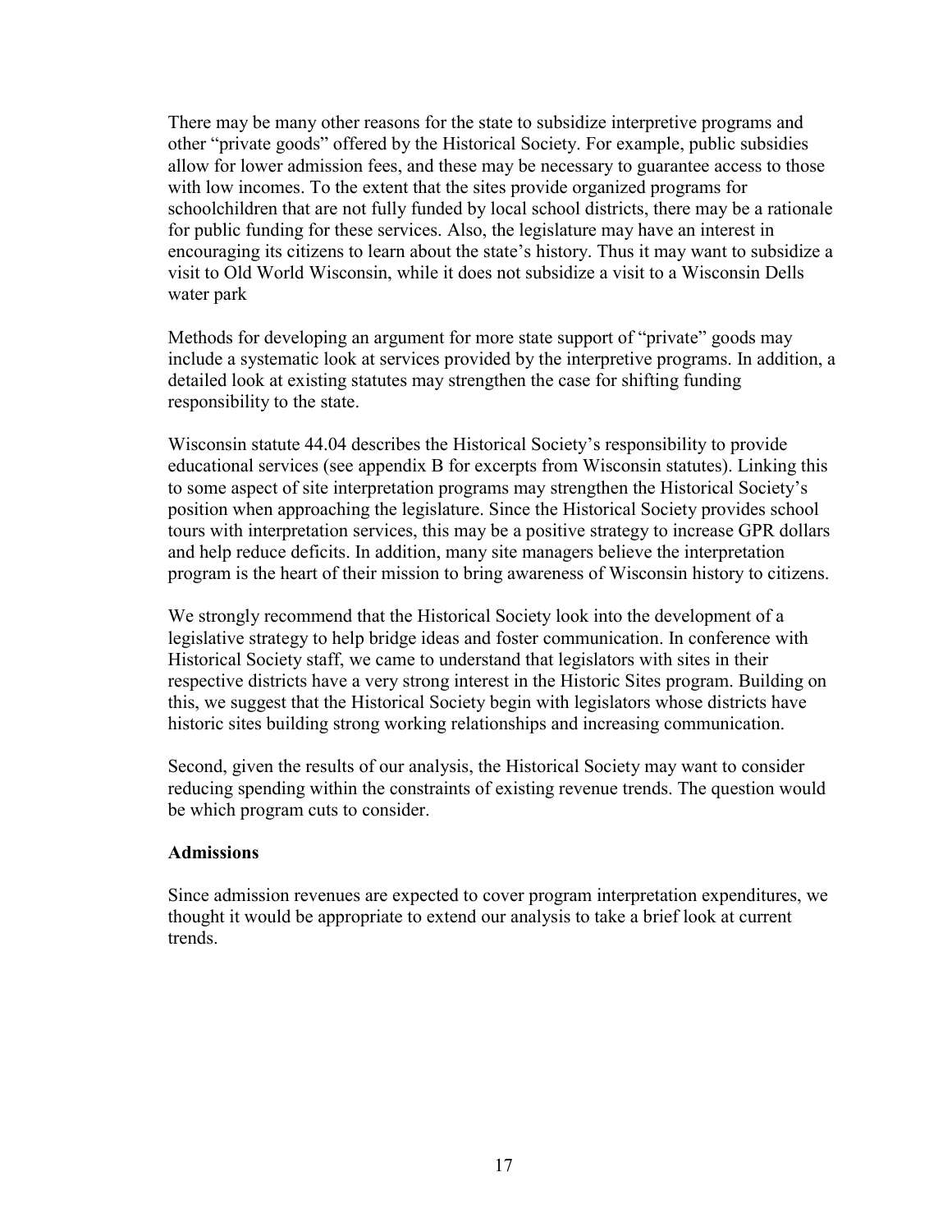There may be many other reasons for the state to subsidize interpretive programs and other "private goods" offered by the Historical Society. For example, public subsidies allow for lower admission fees, and these may be necessary to guarantee access to those with low incomes. To the extent that the sites provide organized programs for schoolchildren that are not fully funded by local school districts, there may be a rationale for public funding for these services. Also, the legislature may have an interest in encouraging its citizens to learn about the state's history. Thus it may want to subsidize a visit to Old World Wisconsin, while it does not subsidize a visit to a Wisconsin Dells water park

Methods for developing an argument for more state support of "private" goods may include a systematic look at services provided by the interpretive programs. In addition, a detailed look at existing statutes may strengthen the case for shifting funding responsibility to the state.

Wisconsin statute 44.04 describes the Historical Society's responsibility to provide educational services (see appendix B for excerpts from Wisconsin statutes). Linking this to some aspect of site interpretation programs may strengthen the Historical Society's position when approaching the legislature. Since the Historical Society provides school tours with interpretation services, this may be a positive strategy to increase GPR dollars and help reduce deficits. In addition, many site managers believe the interpretation program is the heart of their mission to bring awareness of Wisconsin history to citizens.

We strongly recommend that the Historical Society look into the development of a legislative strategy to help bridge ideas and foster communication. In conference with Historical Society staff, we came to understand that legislators with sites in their respective districts have a very strong interest in the Historic Sites program. Building on this, we suggest that the Historical Society begin with legislators whose districts have historic sites building strong working relationships and increasing communication.

Second, given the results of our analysis, the Historical Society may want to consider reducing spending within the constraints of existing revenue trends. The question would be which program cuts to consider.

**Admissions**

Since admission revenues are expected to cover program interpretation expenditures, we thought it would be appropriate to extend our analysis to take a brief look at current trends.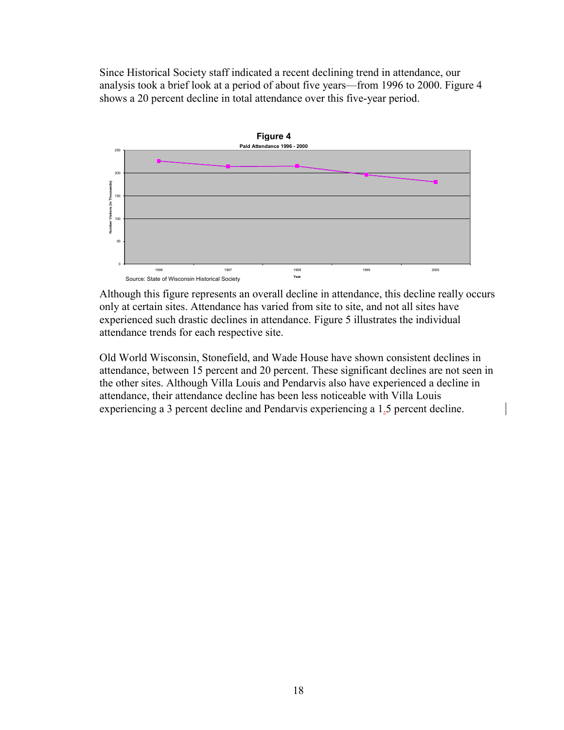Since Historical Society staff indicated a recent declining trend in attendance, our analysis took a brief look at a period of about five years—from 1996 to 2000. Figure 4 shows a 20 percent decline in total attendance over this five-year period.

**Figure 4**

**Paid Attendance 1996 - 2000**

Source: State of Wisconsin Historical Society

Although this figure represents an overall decline in attendance, this decline really occurs only at certain sites. Attendance has varied from site to site, and not all sites have experienced such drastic declines in attendance. Figure 5 illustrates the individual attendance trends for each respective site.

Old World Wisconsin, Stonefield, and Wade House have shown consistent declines in attendance, between 15 percent and 20 percent. These significant declines are not seen in the other sites. Although Villa Louis and Pendarvis also have experienced a decline in attendance, their attendance decline has been less noticeable with Villa Louis experiencing a 3 percent decline and Pendarvis experiencing a 1.5 percent decline.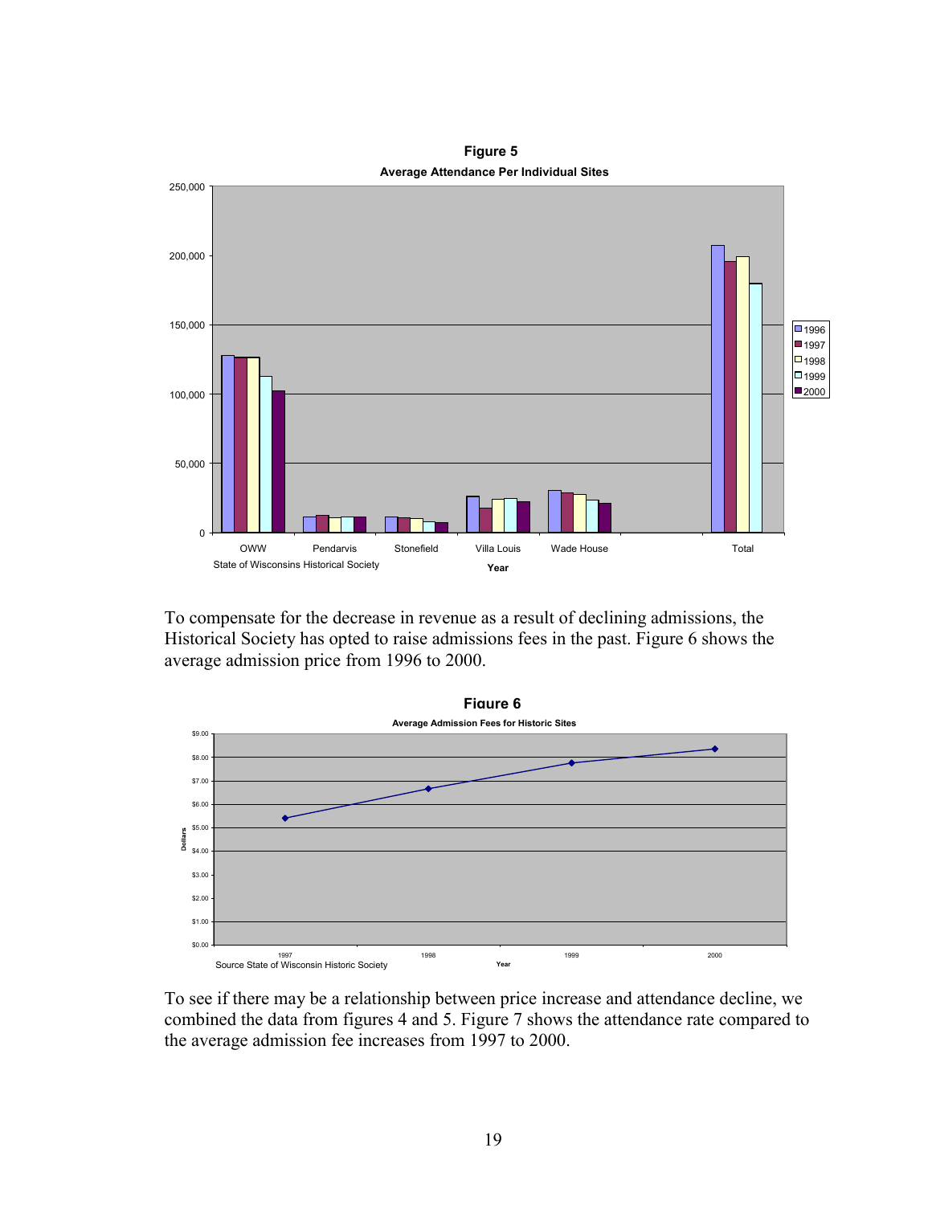**Figure 5**

**Average Attendance Per Individual Sites**

State of Wisconsins Historical Society

To compensate for the decrease in revenue as a result of declining admissions, the Historical Society has opted to raise admissions fees in the past. Figure 6 shows the average admission price from 1996 to 2000.

**Figure 6**

**Average Admission Fees for Historic Sites**

Source State of Wisconsin Historic Society

To see if there may be a relationship between price increase and attendance decline, we combined the data from figures 4 and 5. Figure 7 shows the attendance rate compared to the average admission fee increases from 1997 to 2000.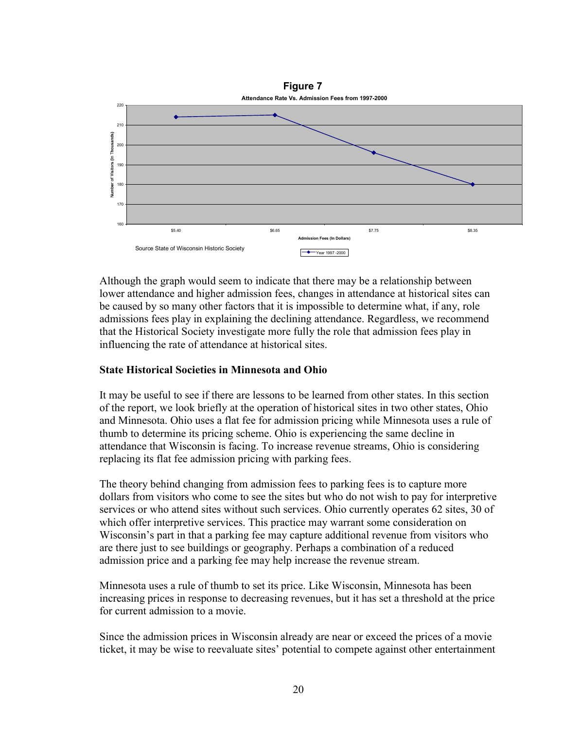**Figure 7**

**Attendance Rate Vs. Admission Fees from 1997-2000**

Source State of Wisconsin Historic Society

Although the graph would seem to indicate that there may be a relationship between lower attendance and higher admission fees, changes in attendance at historical sites can be caused by so many other factors that it is impossible to determine what, if any, role admissions fees play in explaining the declining attendance. Regardless, we recommend that the Historical Society investigate more fully the role that admission fees play in influencing the rate of attendance at historical sites.

## State Historical Societies in Minnesota and Ohio

It may be useful to see if there are lessons to be learned from other states. In this section of the report, we look briefly at the operation of historical sites in two other states, Ohio and Minnesota. Ohio uses a flat fee for admission pricing while Minnesota uses a rule of thumb to determine its pricing scheme. Ohio is experiencing the same decline in attendance that Wisconsin is facing. To increase revenue streams, Ohio is considering replacing its flat fee admission pricing with parking fees.

The theory behind changing from admission fees to parking fees is to capture more dollars from visitors who come to see the sites but who do not wish to pay for interpretive services or who attend sites without such services. Ohio currently operates 62 sites, 30 of which offer interpretive services. This practice may warrant some consideration on Wisconsin's part in that a parking fee may capture additional revenue from visitors who are there just to see buildings or geography. Perhaps a combination of a reduced admission price and a parking fee may help increase the revenue stream.

Minnesota uses a rule of thumb to set its price. Like Wisconsin, Minnesota has been increasing prices in response to decreasing revenues, but it has set a threshold at the price for current admission to a movie.

Since the admission prices in Wisconsin already are near or exceed the prices of a movie ticket, it may be wise to reevaluate sites' potential to compete against other entertainment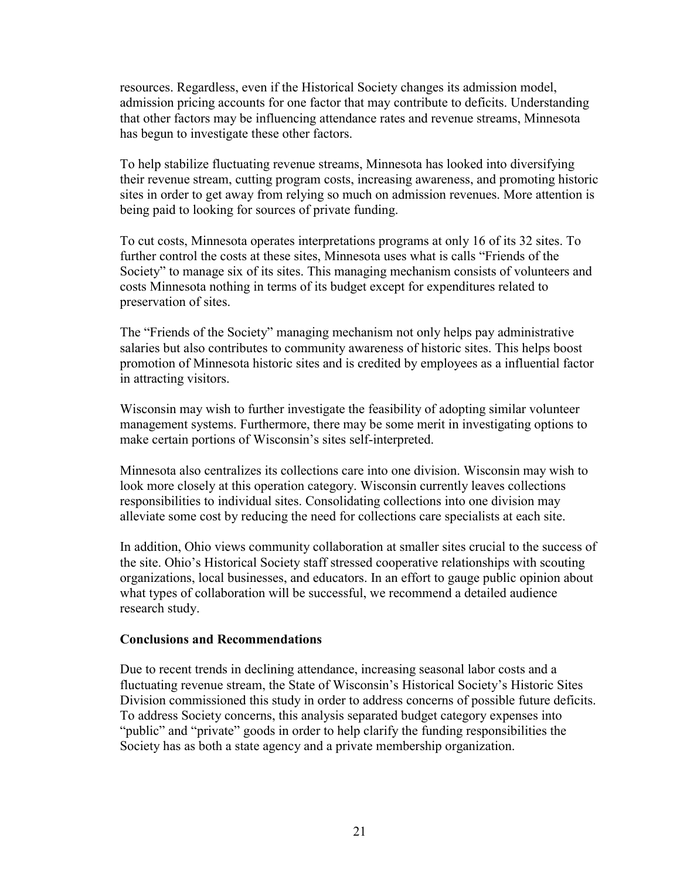resources. Regardless, even if the Historical Society changes its admission model, admission pricing accounts for one factor that may contribute to deficits. Understanding that other factors may be influencing attendance rates and revenue streams, Minnesota has begun to investigate these other factors.

To help stabilize fluctuating revenue streams, Minnesota has looked into diversifying their revenue stream, cutting program costs, increasing awareness, and promoting historic sites in order to get away from relying so much on admission revenues. More attention is being paid to looking for sources of private funding.

To cut costs, Minnesota operates interpretations programs at only 16 of its 32 sites. To further control the costs at these sites, Minnesota uses what is calls "Friends of the Society" to manage six of its sites. This managing mechanism consists of volunteers and costs Minnesota nothing in terms of its budget except for expenditures related to preservation of sites.

The "Friends of the Society" managing mechanism not only helps pay administrative salaries but also contributes to community awareness of historic sites. This helps boost promotion of Minnesota historic sites and is credited by employees as a influential factor in attracting visitors.

Wisconsin may wish to further investigate the feasibility of adopting similar volunteer management systems. Furthermore, there may be some merit in investigating options to make certain portions of Wisconsin's sites self-interpreted.

Minnesota also centralizes its collections care into one division. Wisconsin may wish to look more closely at this operation category. Wisconsin currently leaves collections responsibilities to individual sites. Consolidating collections into one division may alleviate some cost by reducing the need for collections care specialists at each site.

In addition, Ohio views community collaboration at smaller sites crucial to the success of the site. Ohio's Historical Society staff stressed cooperative relationships with scouting organizations, local businesses, and educators. In an effort to gauge public opinion about what types of collaboration will be successful, we recommend a detailed audience research study.

**Conclusions and Recommendations**

Due to recent trends in declining attendance, increasing seasonal labor costs and a fluctuating revenue stream, the State of Wisconsin's Historical Society's Historic Sites Division commissioned this study in order to address concerns of possible future deficits. To address Society concerns, this analysis separated budget category expenses into "public" and "private" goods in order to help clarify the funding responsibilities the Society has as both a state agency and a private membership organization.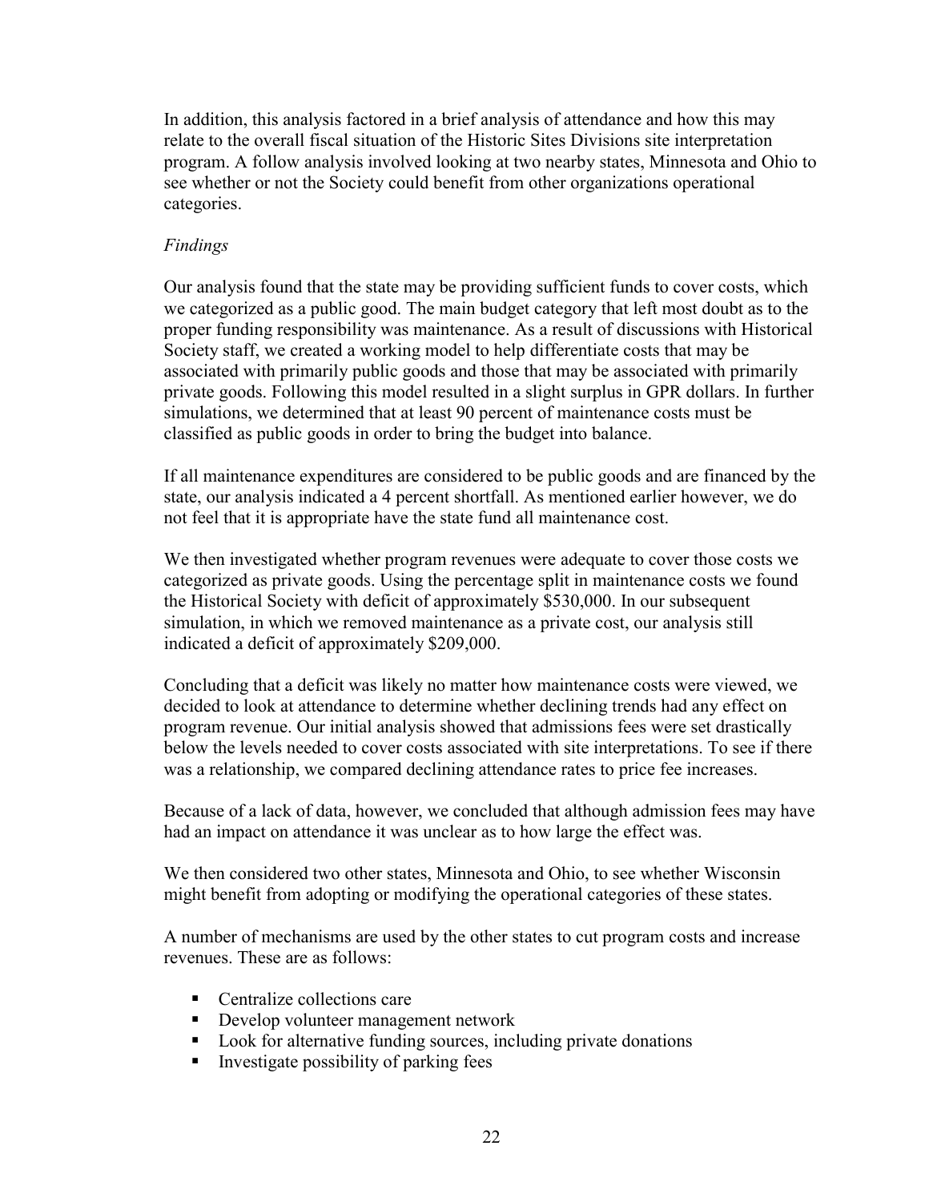In addition, this analysis factored in a brief analysis of attendance and how this may relate to the overall fiscal situation of the Historic Sites Divisions site interpretation program. A follow analysis involved looking at two nearby states, Minnesota and Ohio to see whether or not the Society could benefit from other organizations operational categories.

*Findings*

Our analysis found that the state may be providing sufficient funds to cover costs, which we categorized as a public good. The main budget category that left most doubt as to the proper funding responsibility was maintenance. As a result of discussions with Historical Society staff, we created a working model to help differentiate costs that may be associated with primarily public goods and those that may be associated with primarily private goods. Following this model resulted in a slight surplus in GPR dollars. In further simulations, we determined that at least 90 percent of maintenance costs must be classified as public goods in order to bring the budget into balance.

If all maintenance expenditures are considered to be public goods and are financed by the state, our analysis indicated a 4 percent shortfall. As mentioned earlier however, we do not feel that it is appropriate have the state fund all maintenance cost.

We then investigated whether program revenues were adequate to cover those costs we categorized as private goods. Using the percentage split in maintenance costs we found the Historical Society with deficit of approximately $530,000. In our subsequent simulation, in which we removed maintenance as a private cost, our analysis still indicated a deficit of approximately $209,000.

Concluding that a deficit was likely no matter how maintenance costs were viewed, we decided to look at attendance to determine whether declining trends had any effect on program revenue. Our initial analysis showed that admissions fees were set drastically below the levels needed to cover costs associated with site interpretations. To see if there was a relationship, we compared declining attendance rates to price fee increases.

Because of a lack of data, however, we concluded that although admission fees may have had an impact on attendance it was unclear as to how large the effect was.

We then considered two other states, Minnesota and Ohio, to see whether Wisconsin might benefit from adopting or modifying the operational categories of these states.

A number of mechanisms are used by the other states to cut program costs and increase revenues. These are as follows:

- Centralize collections care
- Develop volunteer management network
- Look for alternative funding sources, including private donations
- Investigate possibility of parking fees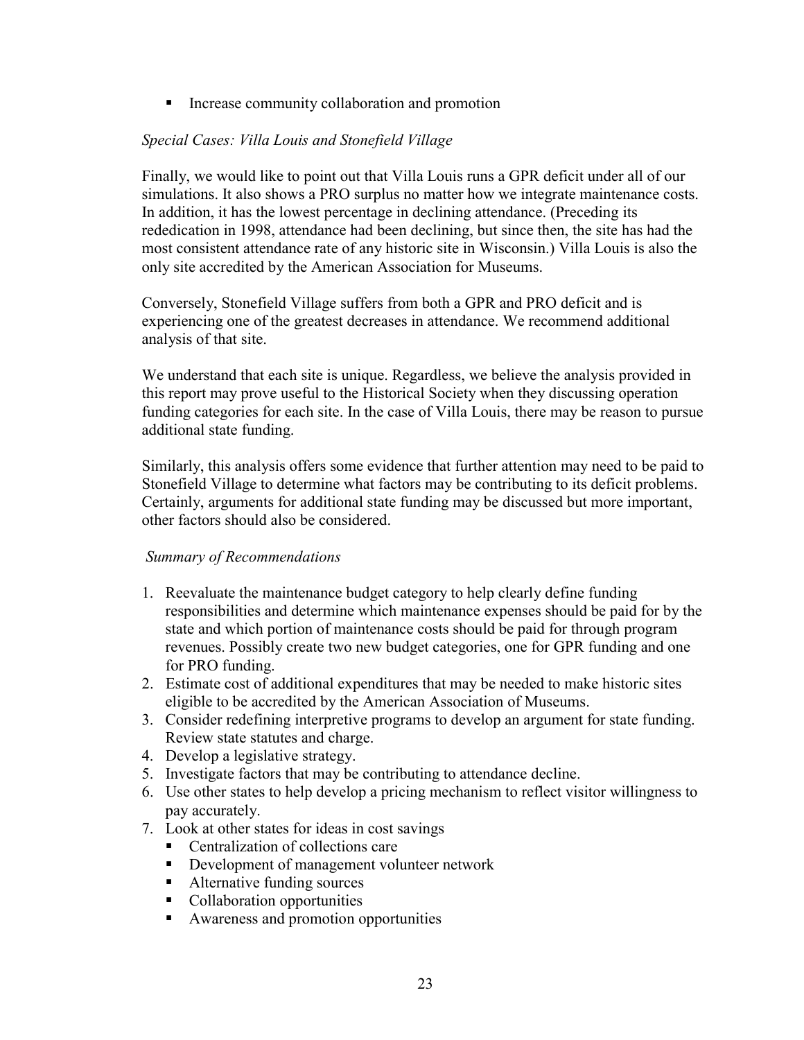- Increase community collaboration and promotion

*Special Cases: Villa Louis and Stonefield Village*

Finally, we would like to point out that Villa Louis runs a GPR deficit under all of our simulations. It also shows a PRO surplus no matter how we integrate maintenance costs. In addition, it has the lowest percentage in declining attendance. (Preceding its rededication in 1998, attendance had been declining, but since then, the site has had the most consistent attendance rate of any historic site in Wisconsin.) Villa Louis is also the only site accredited by the American Association for Museums.

Conversely, Stonefield Village suffers from both a GPR and PRO deficit and is experiencing one of the greatest decreases in attendance. We recommend additional analysis of that site.

We understand that each site is unique. Regardless, we believe the analysis provided in this report may prove useful to the Historical Society when they discussing operation funding categories for each site. In the case of Villa Louis, there may be reason to pursue additional state funding.

Similarly, this analysis offers some evidence that further attention may need to be paid to Stonefield Village to determine what factors may be contributing to its deficit problems. Certainly, arguments for additional state funding may be discussed but more important, other factors should also be considered.

*Summary of Recommendations*

1. Reevaluate the maintenance budget category to help clearly define funding responsibilities and determine which maintenance expenses should be paid for by the state and which portion of maintenance costs should be paid for through program revenues. Possibly create two new budget categories, one for GPR funding and one for PRO funding.
2. Estimate cost of additional expenditures that may be needed to make historic sites eligible to be accredited by the American Association of Museums.
3. Consider redefining interpretive programs to develop an argument for state funding. Review state statutes and charge.
4. Develop a legislative strategy.
5. Investigate factors that may be contributing to attendance decline.
6. Use other states to help develop a pricing mechanism to reflect visitor willingness to pay accurately.
7. Look at other states for ideas in cost savings
   - Centralization of collections care
   - Development of management volunteer network
   - Alternative funding sources
   - Collaboration opportunities
   - Awareness and promotion opportunities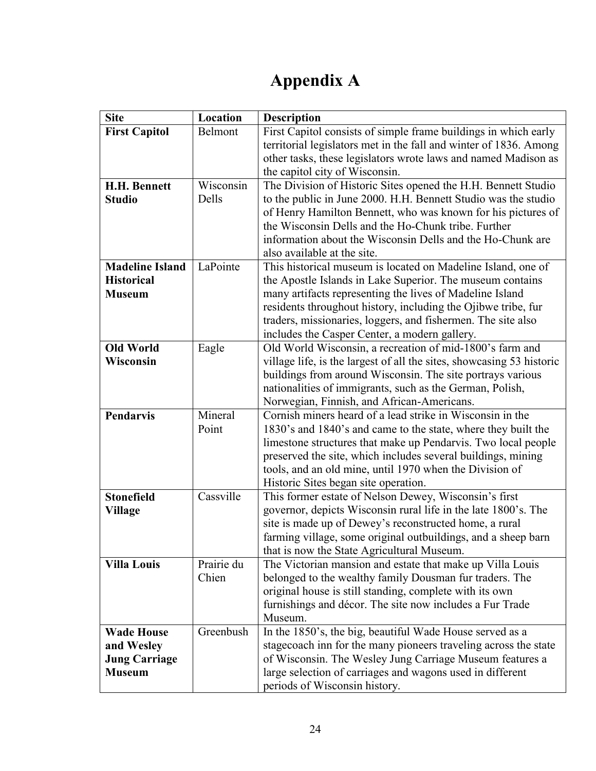# Appendix A

| Site | Location | Description |
|---|---|---|
| **First Capitol** | Belmont | First Capitol consists of simple frame buildings in which early territorial legislators met in the fall and winter of 1836. Among other tasks, these legislators wrote laws and named Madison as the capitol city of Wisconsin. |
| **H.H. Bennett Studio** | Wisconsin Dells | The Division of Historic Sites opened the H.H. Bennett Studio to the public in June 2000. H.H. Bennett Studio was the studio of Henry Hamilton Bennett, who was known for his pictures of the Wisconsin Dells and the Ho-Chunk tribe. Further information about the Wisconsin Dells and the Ho-Chunk are also available at the site. |
| **Madeline Island Historical Museum** | LaPointe | This historical museum is located on Madeline Island, one of the Apostle Islands in Lake Superior. The museum contains many artifacts representing the lives of Madeline Island residents throughout history, including the Ojibwe tribe, fur traders, missionaries, loggers, and fishermen. The site also includes the Casper Center, a modern gallery. |
| **Old World Wisconsin** | Eagle | Old World Wisconsin, a recreation of mid-1800's farm and village life, is the largest of all the sites, showcasing 53 historic buildings from around Wisconsin. The site portrays various nationalities of immigrants, such as the German, Polish, Norwegian, Finnish, and African-Americans. |
| **Pendarvis** | Mineral Point | Cornish miners heard of a lead strike in Wisconsin in the 1830's and 1840's and came to the state, where they built the limestone structures that make up Pendarvis. Two local people preserved the site, which includes several buildings, mining tools, and an old mine, until 1970 when the Division of Historic Sites began site operation. |
| **Stonefield Village** | Cassville | This former estate of Nelson Dewey, Wisconsin's first governor, depicts Wisconsin rural life in the late 1800's. The site is made up of Dewey's reconstructed home, a rural farming village, some original outbuildings, and a sheep barn that is now the State Agricultural Museum. |
| **Villa Louis** | Prairie du Chien | The Victorian mansion and estate that make up Villa Louis belonged to the wealthy family Dousman fur traders. The original house is still standing, complete with its own furnishings and décor. The site now includes a Fur Trade Museum. |
| **Wade House and Wesley Jung Carriage Museum** | Greenbush | In the 1850's, the big, beautiful Wade House served as a stagecoach inn for the many pioneers traveling across the state of Wisconsin. The Wesley Jung Carriage Museum features a large selection of carriages and wagons used in different periods of Wisconsin history. |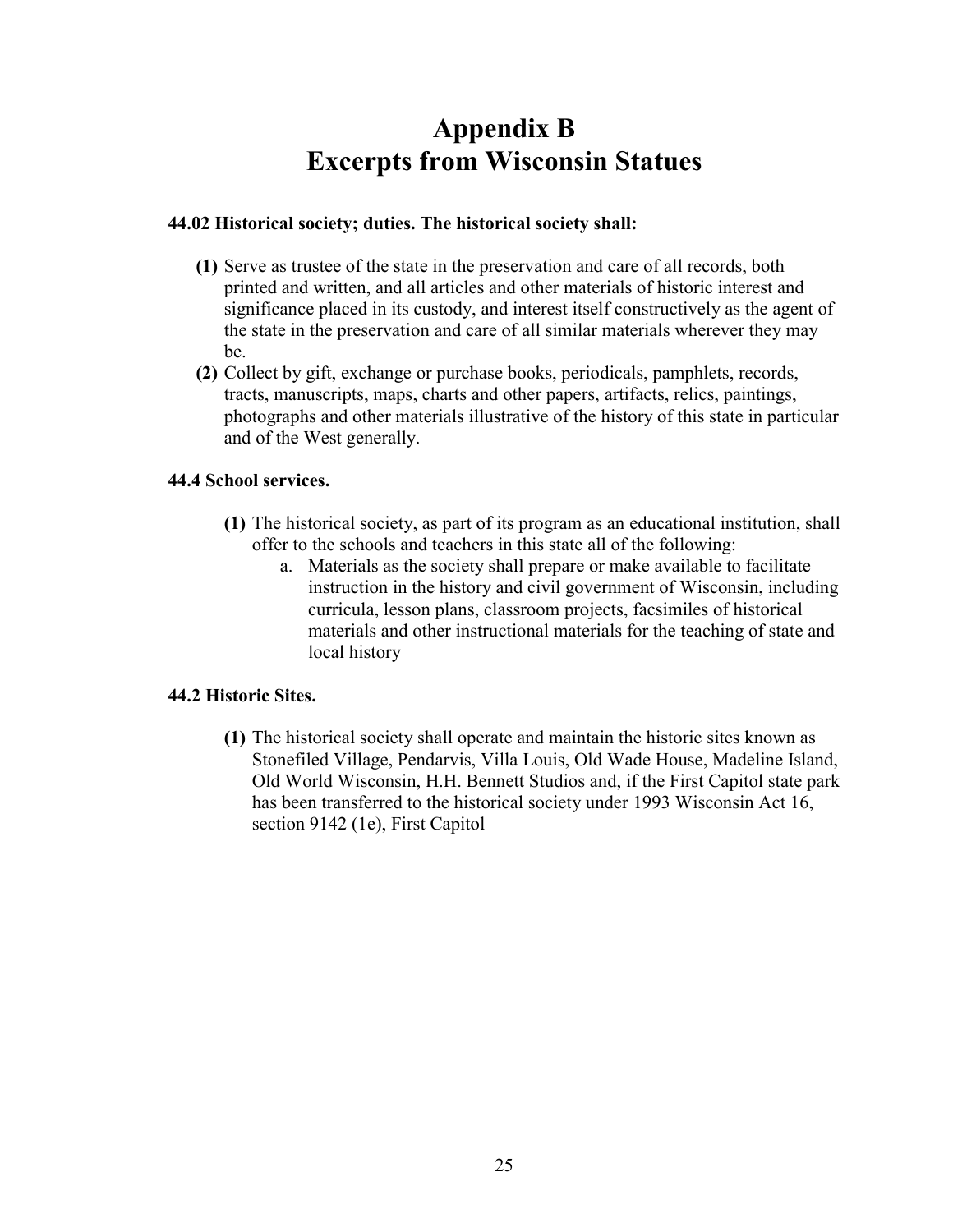# Appendix B
# Excerpts from Wisconsin Statues

**44.02 Historical society; duties. The historical society shall:**

**(1)** Serve as trustee of the state in the preservation and care of all records, both printed and written, and all articles and other materials of historic interest and significance placed in its custody, and interest itself constructively as the agent of the state in the preservation and care of all similar materials wherever they may be.

**(2)** Collect by gift, exchange or purchase books, periodicals, pamphlets, records, tracts, manuscripts, maps, charts and other papers, artifacts, relics, paintings, photographs and other materials illustrative of the history of this state in particular and of the West generally.

**44.4 School services.**

**(1)** The historical society, as part of its program as an educational institution, shall offer to the schools and teachers in this state all of the following:

a. Materials as the society shall prepare or make available to facilitate instruction in the history and civil government of Wisconsin, including curricula, lesson plans, classroom projects, facsimiles of historical materials and other instructional materials for the teaching of state and local history

**44.2 Historic Sites.**

**(1)** The historical society shall operate and maintain the historic sites known as Stonefiled Village, Pendarvis, Villa Louis, Old Wade House, Madeline Island, Old World Wisconsin, H.H. Bennett Studios and, if the First Capitol state park has been transferred to the historical society under 1993 Wisconsin Act 16, section 9142 (1e), First Capitol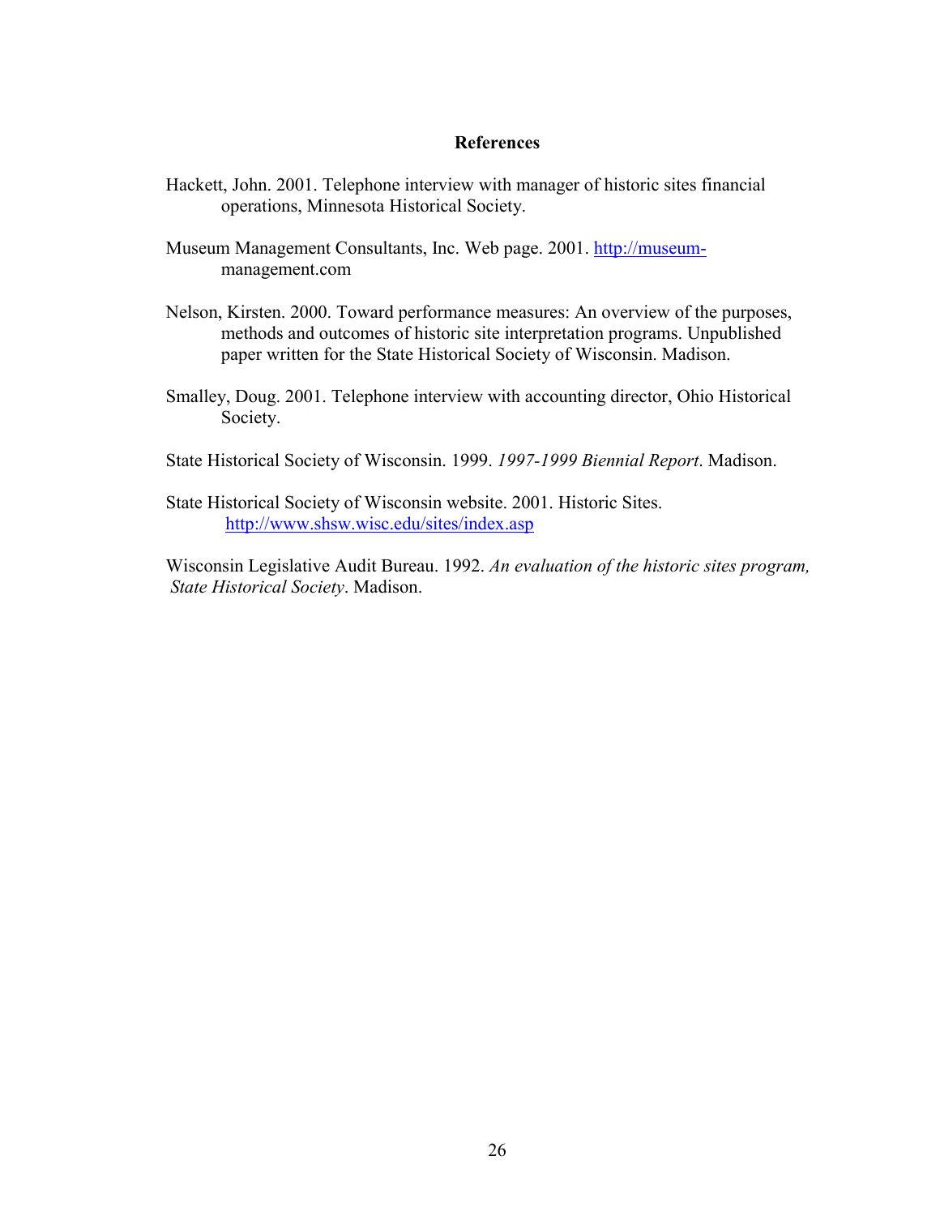## References

Hackett, John. 2001. Telephone interview with manager of historic sites financial operations, Minnesota Historical Society.

Museum Management Consultants, Inc. Web page. 2001. http://museum-management.com

Nelson, Kirsten. 2000. Toward performance measures: An overview of the purposes, methods and outcomes of historic site interpretation programs. Unpublished paper written for the State Historical Society of Wisconsin. Madison.

Smalley, Doug. 2001. Telephone interview with accounting director, Ohio Historical Society.

State Historical Society of Wisconsin. 1999. *1997-1999 Biennial Report*. Madison.

State Historical Society of Wisconsin website. 2001. Historic Sites. http://www.shsw.wisc.edu/sites/index.asp

Wisconsin Legislative Audit Bureau. 1992. *An evaluation of the historic sites program, State Historical Society*. Madison.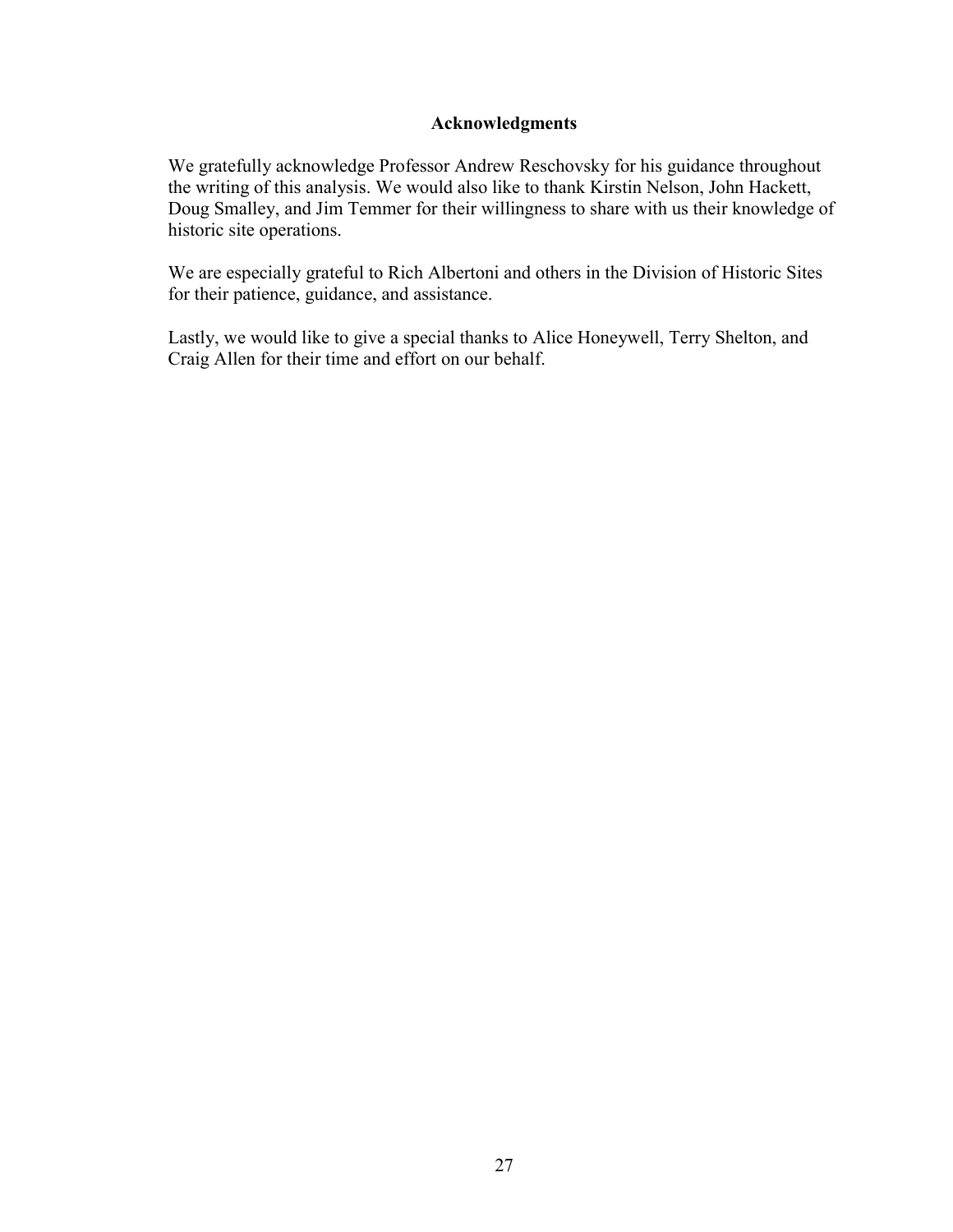## Acknowledgments

We gratefully acknowledge Professor Andrew Reschovsky for his guidance throughout the writing of this analysis. We would also like to thank Kirstin Nelson, John Hackett, Doug Smalley, and Jim Temmer for their willingness to share with us their knowledge of historic site operations.

We are especially grateful to Rich Albertoni and others in the Division of Historic Sites for their patience, guidance, and assistance.

Lastly, we would like to give a special thanks to Alice Honeywell, Terry Shelton, and Craig Allen for their time and effort on our behalf.